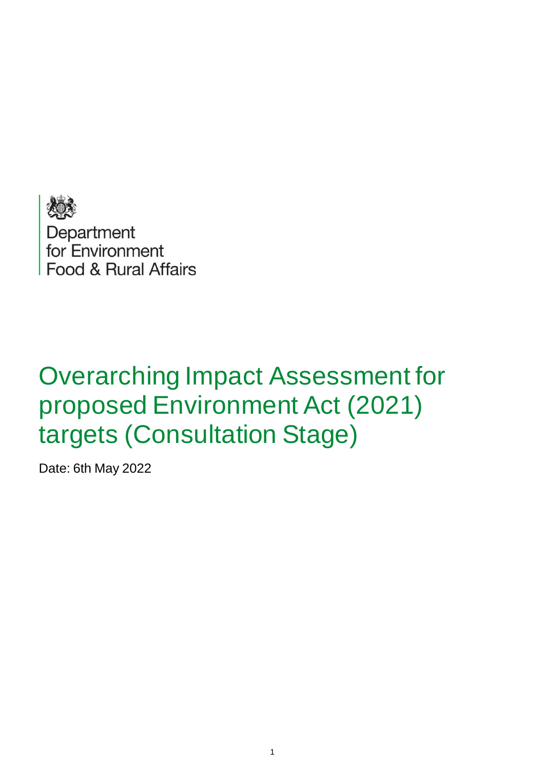Department
for Environment
Food & Rural Affairs

# Overarching Impact Assessment for proposed Environment Act (2021) targets (Consultation Stage)

Date: 6th May 2022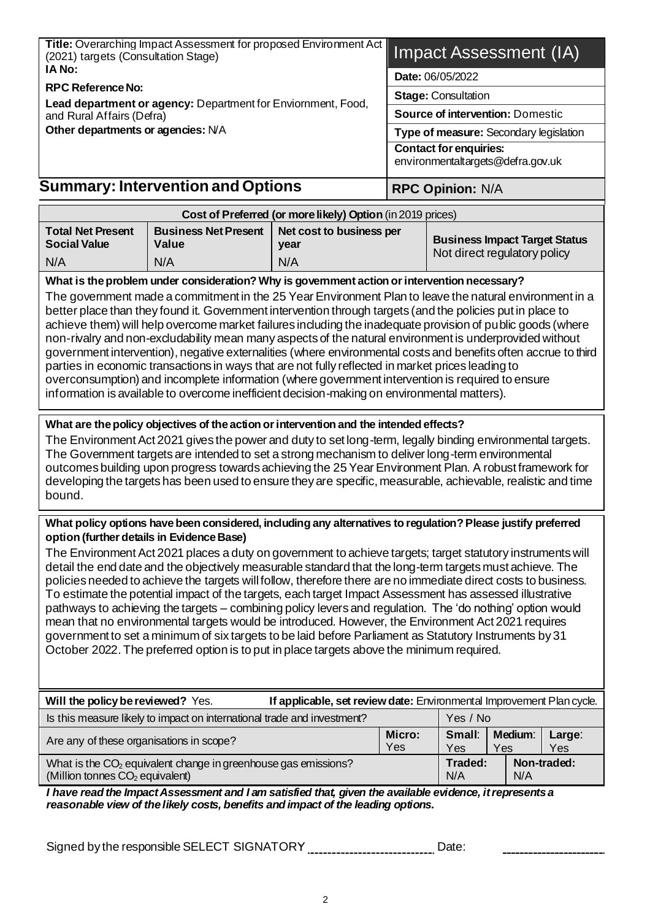**Title:** Overarching Impact Assessment for proposed Environment Act (2021) targets (Consultation Stage)

**IA No:**

**RPC Reference No:**

**Lead department or agency:** Department for Enviornment, Food, and Rural Affairs (Defra)

**Other departments or agencies:** N/A

# Impact Assessment (IA)

| | |
|---|---|
| **Date:** 06/05/2022 | |
| **Stage:** Consultation | |
| **Source of intervention:** Domestic | |
| **Type of measure:** Secondary legislation | |
| **Contact for enquiries:** environmentaltargets@defra.gov.uk | |

## Summary: Intervention and Options

**RPC Opinion:** N/A

| Cost of Preferred (or more likely) Option (in 2019 prices) | | | |
|---|---|---|---|
| **Total Net Present Social Value** | **Business Net Present Value** | **Net cost to business per year** | **Business Impact Target Status** |
| N/A | N/A | N/A | Not direct regulatory policy |

**What is the problem under consideration? Why is government action or intervention necessary?**

The government made a commitment in the 25 Year Environment Plan to leave the natural environment in a better place than they found it. Government intervention through targets (and the policies put in place to achieve them) will help overcome market failures including the inadequate provision of public goods (where non-rivalry and non-excludability mean many aspects of the natural environment is underprovided without government intervention), negative externalities (where environmental costs and benefits often accrue to third parties in economic transactions in ways that are not fully reflected in market prices leading to overconsumption) and incomplete information (where government intervention is required to ensure information is available to overcome inefficient decision-making on environmental matters).

**What are the policy objectives of the action or intervention and the intended effects?**

The Environment Act 2021 gives the power and duty to set long-term, legally binding environmental targets. The Government targets are intended to set a strong mechanism to deliver long-term environmental outcomes building upon progress towards achieving the 25 Year Environment Plan. A robust framework for developing the targets has been used to ensure they are specific, measurable, achievable, realistic and time bound.

**What policy options have been considered, including any alternatives to regulation? Please justify preferred option (further details in Evidence Base)**

The Environment Act 2021 places a duty on government to achieve targets; target statutory instruments will detail the end date and the objectively measurable standard that the long-term targets must achieve. The policies needed to achieve the targets will follow, therefore there are no immediate direct costs to business. To estimate the potential impact of the targets, each target Impact Assessment has assessed illustrative pathways to achieving the targets – combining policy levers and regulation. The 'do nothing' option would mean that no environmental targets would be introduced. However, the Environment Act 2021 requires government to set a minimum of six targets to be laid before Parliament as Statutory Instruments by 31 October 2022. The preferred option is to put in place targets above the minimum required.

| | | | | |
|---|---|---|---|---|
| **Will the policy be reviewed?** Yes. | **If applicable, set review date:** Environmental Improvement Plan cycle. | | | |
| Is this measure likely to impact on international trade and investment? | | Yes / No | | |
| Are any of these organisations in scope? | **Micro:** Yes | **Small:** Yes | **Medium:** Yes | **Large:** Yes |
| What is the $CO_2$ equivalent change in greenhouse gas emissions? (Million tonnes $CO_2$ equivalent) | | **Traded:** N/A | **Non-traded:** N/A | |

***I have read the Impact Assessment and I am satisfied that, given the available evidence, it represents a reasonable view of the likely costs, benefits and impact of the leading options.***

Signed by the responsible SELECT SIGNATORY ______________________ Date: ______________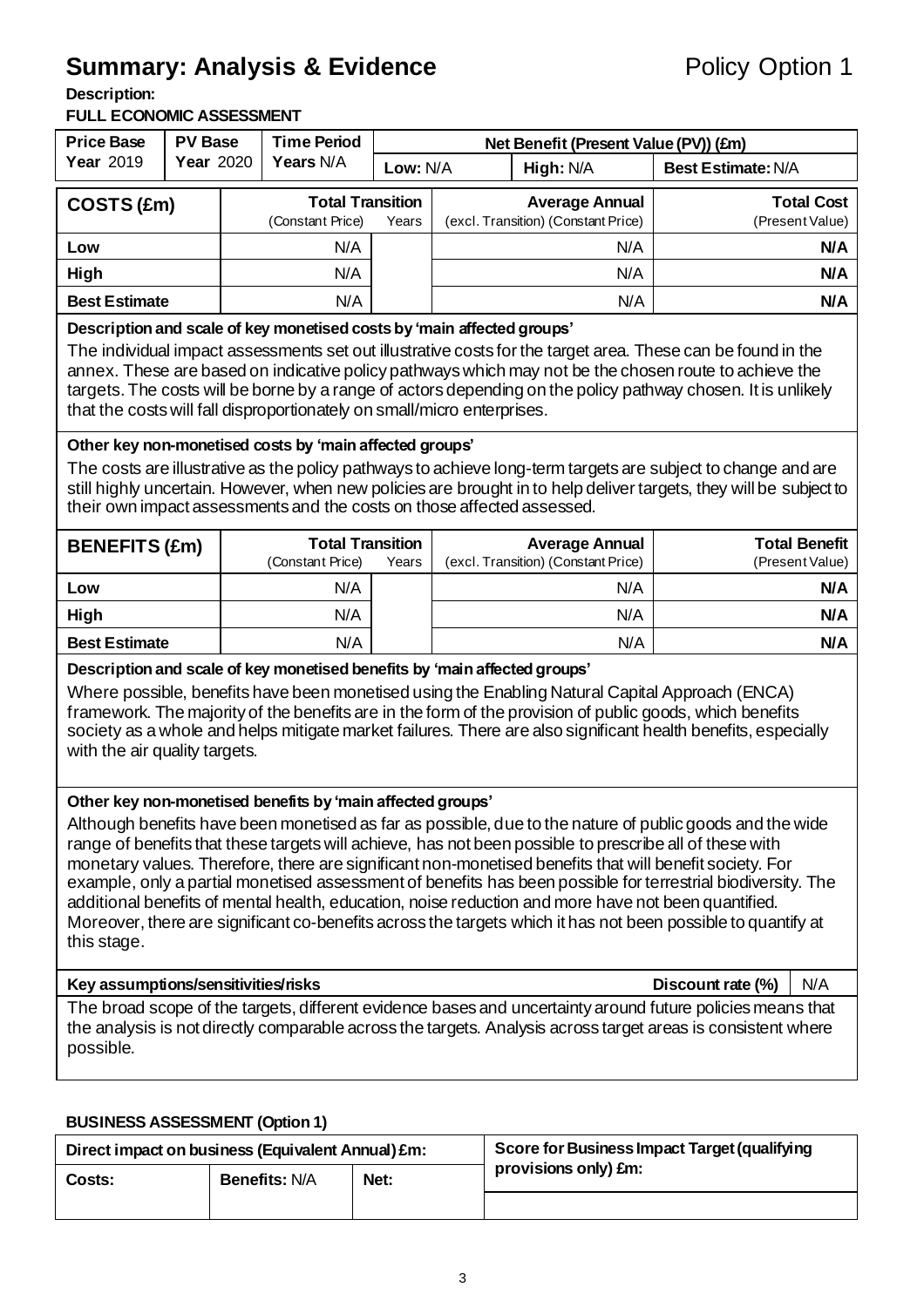# Summary: Analysis & Evidence

Policy Option 1

**Description:**

**FULL ECONOMIC ASSESSMENT**

| Price Base Year 2019 | PV Base Year 2020 | Time Period Years N/A | Net Benefit (Present Value (PV)) (£m) | | |
|---|---|---|---|---|---|
| | | | Low: N/A | High: N/A | Best Estimate: N/A |

| COSTS (£m) | Total Transition (Constant Price) | Years | Average Annual (excl. Transition) (Constant Price) | Total Cost (Present Value) |
|---|---|---|---|---|
| Low | N/A | | N/A | **N/A** |
| High | N/A | | N/A | **N/A** |
| Best Estimate | N/A | | N/A | **N/A** |

**Description and scale of key monetised costs by 'main affected groups'**

The individual impact assessments set out illustrative costs for the target area. These can be found in the annex. These are based on indicative policy pathways which may not be the chosen route to achieve the targets. The costs will be borne by a range of actors depending on the policy pathway chosen. It is unlikely that the costs will fall disproportionately on small/micro enterprises.

**Other key non-monetised costs by 'main affected groups'**

The costs are illustrative as the policy pathways to achieve long-term targets are subject to change and are still highly uncertain. However, when new policies are brought in to help deliver targets, they will be subject to their own impact assessments and the costs on those affected assessed.

| BENEFITS (£m) | Total Transition (Constant Price) | Years | Average Annual (excl. Transition) (Constant Price) | Total Benefit (Present Value) |
|---|---|---|---|---|
| Low | N/A | | N/A | **N/A** |
| High | N/A | | N/A | **N/A** |
| Best Estimate | N/A | | N/A | **N/A** |

**Description and scale of key monetised benefits by 'main affected groups'**

Where possible, benefits have been monetised using the Enabling Natural Capital Approach (ENCA) framework. The majority of the benefits are in the form of the provision of public goods, which benefits society as a whole and helps mitigate market failures. There are also significant health benefits, especially with the air quality targets.

**Other key non-monetised benefits by 'main affected groups'**

Although benefits have been monetised as far as possible, due to the nature of public goods and the wide range of benefits that these targets will achieve, has not been possible to prescribe all of these with monetary values. Therefore, there are significant non-monetised benefits that will benefit society. For example, only a partial monetised assessment of benefits has been possible for terrestrial biodiversity. The additional benefits of mental health, education, noise reduction and more have not been quantified. Moreover, there are significant co-benefits across the targets which it has not been possible to quantify at this stage.

**Key assumptions/sensitivities/risks** — **Discount rate (%)** N/A

The broad scope of the targets, different evidence bases and uncertainty around future policies means that the analysis is not directly comparable across the targets. Analysis across target areas is consistent where possible.

**BUSINESS ASSESSMENT (Option 1)**

| Direct impact on business (Equivalent Annual) £m: | | | Score for Business Impact Target (qualifying provisions only) £m: |
|---|---|---|---|
| Costs: | Benefits: N/A | Net: | |
| | | | |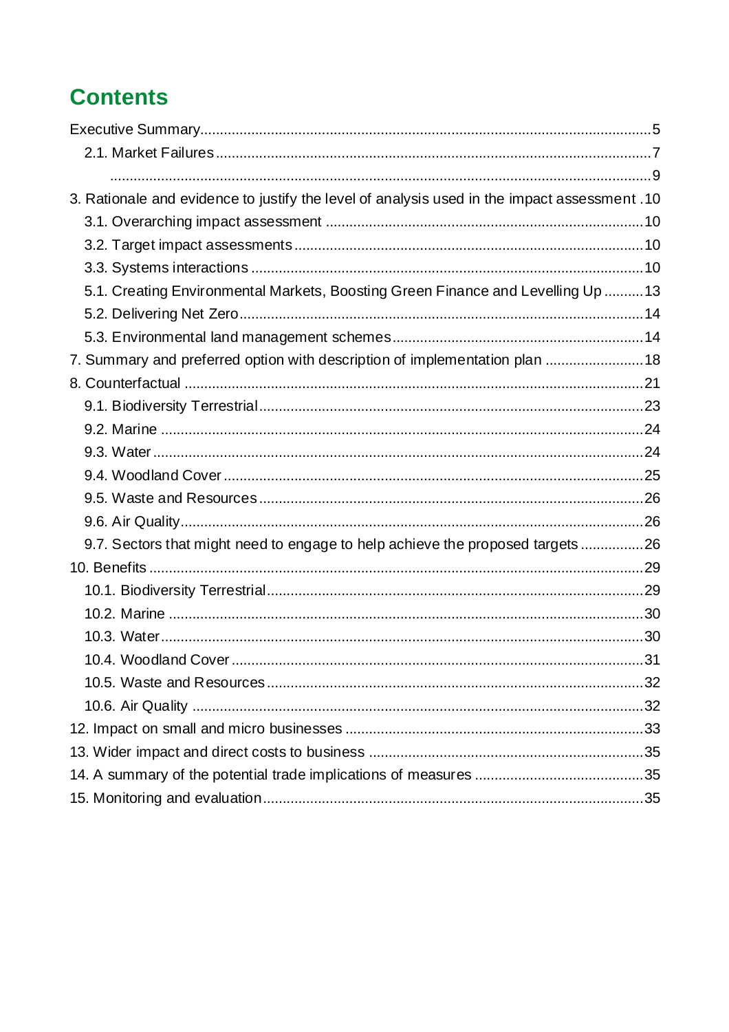# Contents

Executive Summary.....5

2.1. Market Failures.....7

.....9

3. Rationale and evidence to justify the level of analysis used in the impact assessment .10

3.1. Overarching impact assessment.....10

3.2. Target impact assessments.....10

3.3. Systems interactions.....10

5.1. Creating Environmental Markets, Boosting Green Finance and Levelling Up.....13

5.2. Delivering Net Zero.....14

5.3. Environmental land management schemes.....14

7. Summary and preferred option with description of implementation plan.....18

8. Counterfactual.....21

9.1. Biodiversity Terrestrial.....23

9.2. Marine.....24

9.3. Water.....24

9.4. Woodland Cover.....25

9.5. Waste and Resources.....26

9.6. Air Quality.....26

9.7. Sectors that might need to engage to help achieve the proposed targets.....26

10. Benefits.....29

10.1. Biodiversity Terrestrial.....29

10.2. Marine.....30

10.3. Water.....30

10.4. Woodland Cover.....31

10.5. Waste and Resources.....32

10.6. Air Quality.....32

12. Impact on small and micro businesses.....33

13. Wider impact and direct costs to business.....35

14. A summary of the potential trade implications of measures.....35

15. Monitoring and evaluation.....35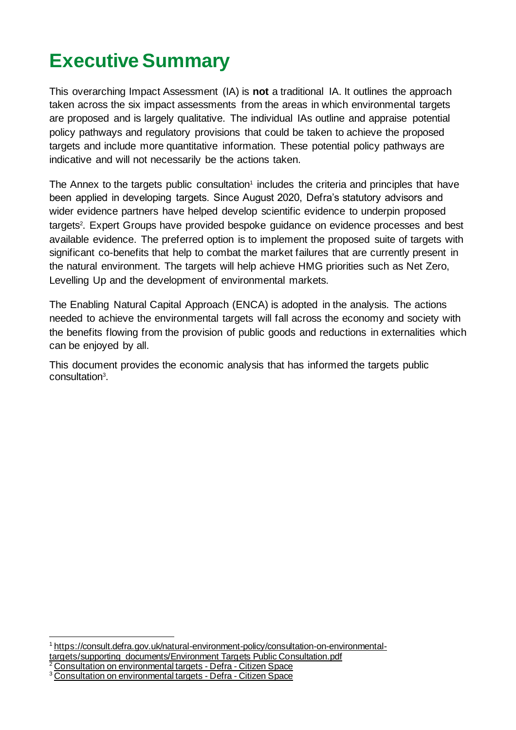# Executive Summary

This overarching Impact Assessment (IA) is **not** a traditional IA. It outlines the approach taken across the six impact assessments from the areas in which environmental targets are proposed and is largely qualitative. The individual IAs outline and appraise potential policy pathways and regulatory provisions that could be taken to achieve the proposed targets and include more quantitative information. These potential policy pathways are indicative and will not necessarily be the actions taken.

The Annex to the targets public consultation[1] includes the criteria and principles that have been applied in developing targets. Since August 2020, Defra's statutory advisors and wider evidence partners have helped develop scientific evidence to underpin proposed targets[2]. Expert Groups have provided bespoke guidance on evidence processes and best available evidence. The preferred option is to implement the proposed suite of targets with significant co-benefits that help to combat the market failures that are currently present in the natural environment. The targets will help achieve HMG priorities such as Net Zero, Levelling Up and the development of environmental markets.

The Enabling Natural Capital Approach (ENCA) is adopted in the analysis. The actions needed to achieve the environmental targets will fall across the economy and society with the benefits flowing from the provision of public goods and reductions in externalities which can be enjoyed by all.

This document provides the economic analysis that has informed the targets public consultation[3].

---

[1] https://consult.defra.gov.uk/natural-environment-policy/consultation-on-environmental-targets/supporting_documents/Environment Targets Public Consultation.pdf

[2] Consultation on environmental targets - Defra - Citizen Space

[3] Consultation on environmental targets - Defra - Citizen Space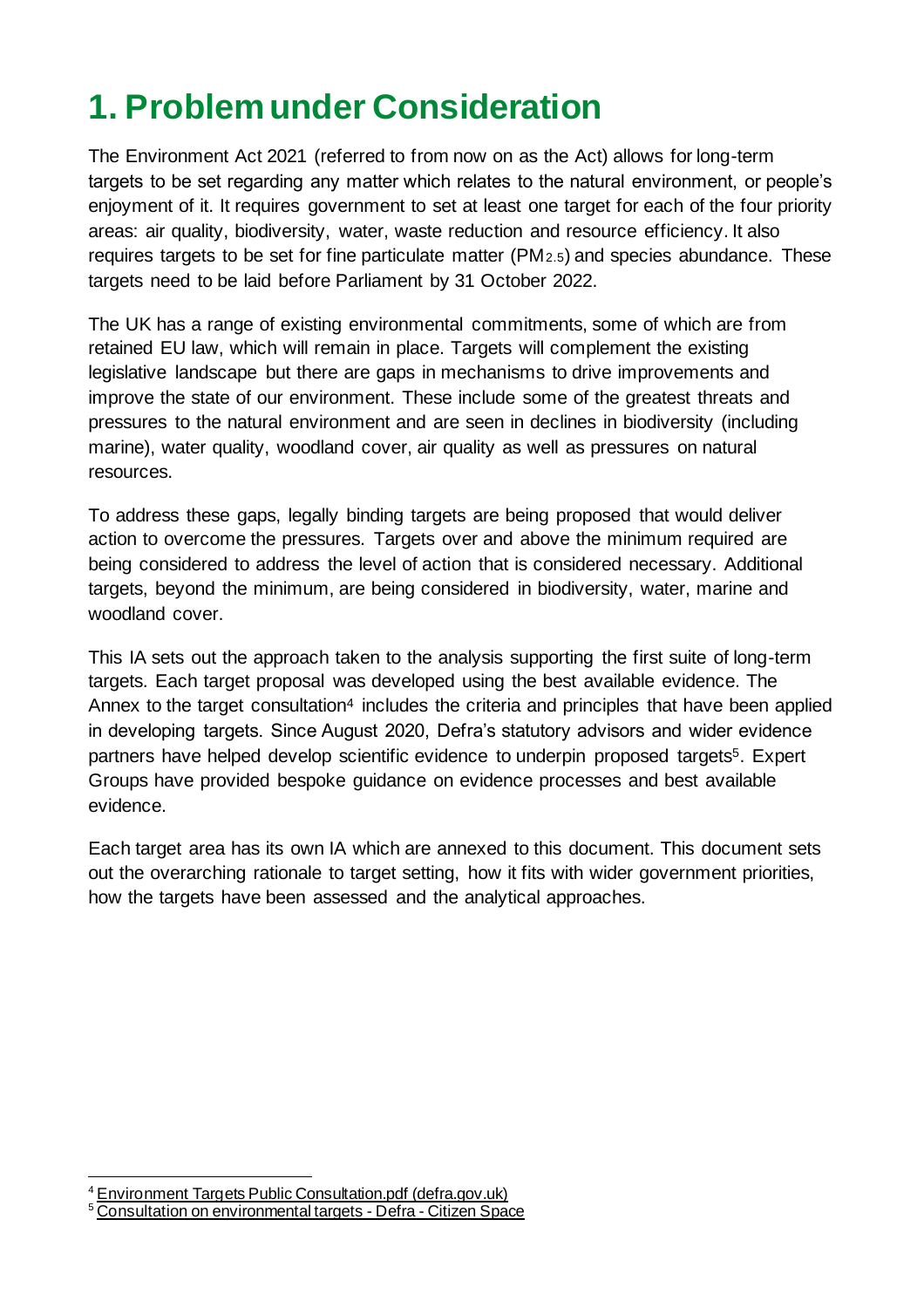# 1. Problem under Consideration

The Environment Act 2021 (referred to from now on as the Act) allows for long-term targets to be set regarding any matter which relates to the natural environment, or people's enjoyment of it. It requires government to set at least one target for each of the four priority areas: air quality, biodiversity, water, waste reduction and resource efficiency. It also requires targets to be set for fine particulate matter ($PM_{2.5}$) and species abundance. These targets need to be laid before Parliament by 31 October 2022.

The UK has a range of existing environmental commitments, some of which are from retained EU law, which will remain in place. Targets will complement the existing legislative landscape but there are gaps in mechanisms to drive improvements and improve the state of our environment. These include some of the greatest threats and pressures to the natural environment and are seen in declines in biodiversity (including marine), water quality, woodland cover, air quality as well as pressures on natural resources.

To address these gaps, legally binding targets are being proposed that would deliver action to overcome the pressures. Targets over and above the minimum required are being considered to address the level of action that is considered necessary. Additional targets, beyond the minimum, are being considered in biodiversity, water, marine and woodland cover.

This IA sets out the approach taken to the analysis supporting the first suite of long-term targets. Each target proposal was developed using the best available evidence. The Annex to the target consultation[4] includes the criteria and principles that have been applied in developing targets. Since August 2020, Defra's statutory advisors and wider evidence partners have helped develop scientific evidence to underpin proposed targets[5]. Expert Groups have provided bespoke guidance on evidence processes and best available evidence.

Each target area has its own IA which are annexed to this document. This document sets out the overarching rationale to target setting, how it fits with wider government priorities, how the targets have been assessed and the analytical approaches.

---

[4] Environment Targets Public Consultation.pdf (defra.gov.uk)

[5] Consultation on environmental targets - Defra - Citizen Space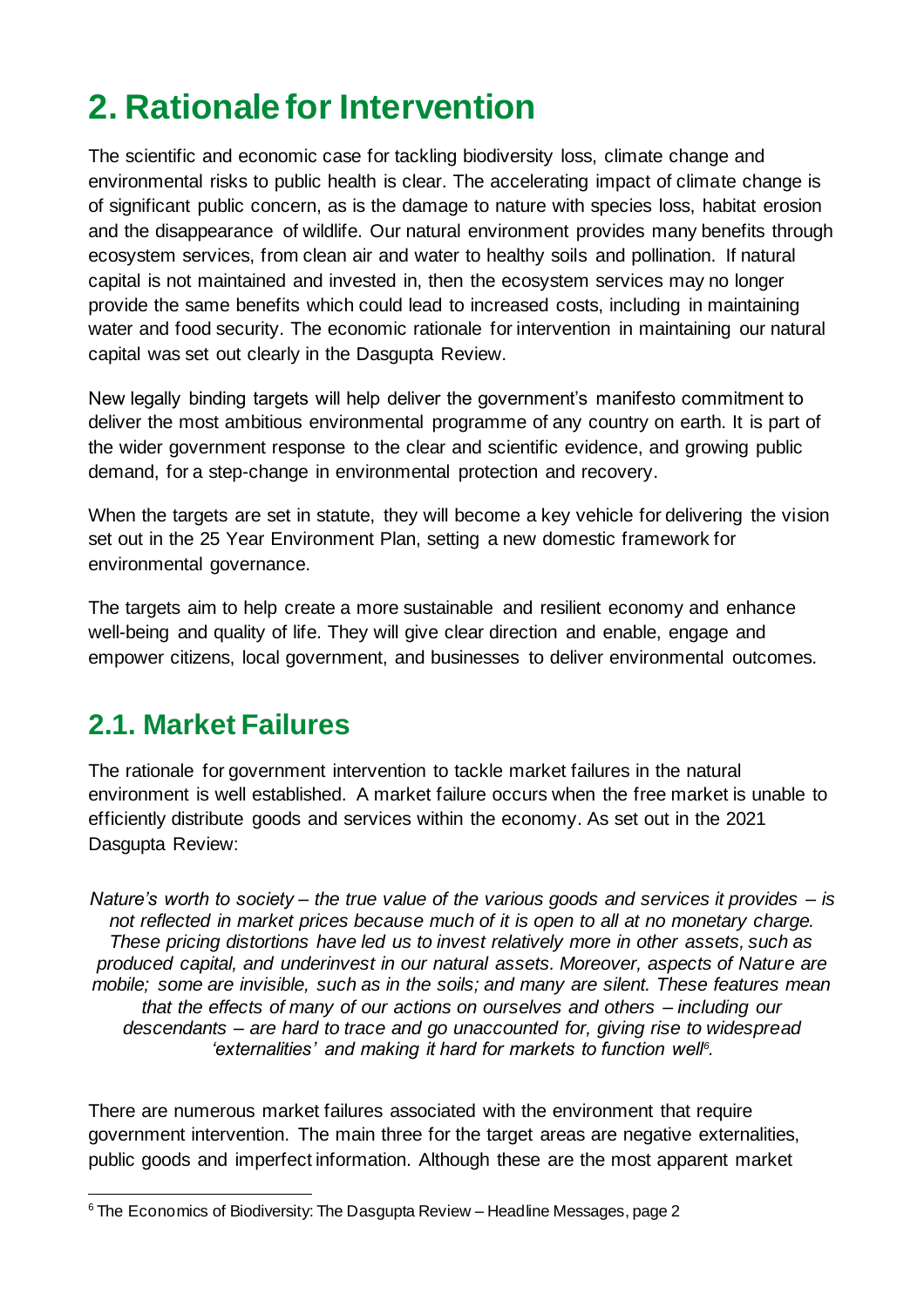# 2. Rationale for Intervention

The scientific and economic case for tackling biodiversity loss, climate change and environmental risks to public health is clear. The accelerating impact of climate change is of significant public concern, as is the damage to nature with species loss, habitat erosion and the disappearance of wildlife. Our natural environment provides many benefits through ecosystem services, from clean air and water to healthy soils and pollination. If natural capital is not maintained and invested in, then the ecosystem services may no longer provide the same benefits which could lead to increased costs, including in maintaining water and food security. The economic rationale for intervention in maintaining our natural capital was set out clearly in the Dasgupta Review.

New legally binding targets will help deliver the government's manifesto commitment to deliver the most ambitious environmental programme of any country on earth. It is part of the wider government response to the clear and scientific evidence, and growing public demand, for a step-change in environmental protection and recovery.

When the targets are set in statute, they will become a key vehicle for delivering the vision set out in the 25 Year Environment Plan, setting a new domestic framework for environmental governance.

The targets aim to help create a more sustainable and resilient economy and enhance well-being and quality of life. They will give clear direction and enable, engage and empower citizens, local government, and businesses to deliver environmental outcomes.

## 2.1. Market Failures

The rationale for government intervention to tackle market failures in the natural environment is well established. A market failure occurs when the free market is unable to efficiently distribute goods and services within the economy. As set out in the 2021 Dasgupta Review:

*Nature's worth to society – the true value of the various goods and services it provides – is not reflected in market prices because much of it is open to all at no monetary charge. These pricing distortions have led us to invest relatively more in other assets, such as produced capital, and underinvest in our natural assets. Moreover, aspects of Nature are mobile; some are invisible, such as in the soils; and many are silent. These features mean that the effects of many of our actions on ourselves and others – including our descendants – are hard to trace and go unaccounted for, giving rise to widespread 'externalities' and making it hard for markets to function well*[6].

There are numerous market failures associated with the environment that require government intervention. The main three for the target areas are negative externalities, public goods and imperfect information. Although these are the most apparent market

[6] The Economics of Biodiversity: The Dasgupta Review – Headline Messages, page 2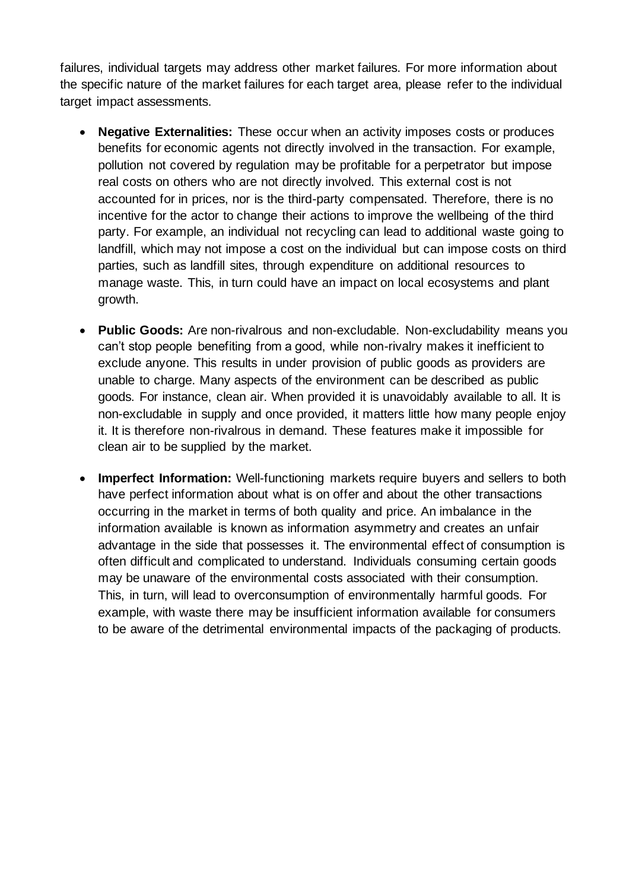failures, individual targets may address other market failures. For more information about the specific nature of the market failures for each target area, please refer to the individual target impact assessments.

- **Negative Externalities:** These occur when an activity imposes costs or produces benefits for economic agents not directly involved in the transaction. For example, pollution not covered by regulation may be profitable for a perpetrator but impose real costs on others who are not directly involved. This external cost is not accounted for in prices, nor is the third-party compensated. Therefore, there is no incentive for the actor to change their actions to improve the wellbeing of the third party. For example, an individual not recycling can lead to additional waste going to landfill, which may not impose a cost on the individual but can impose costs on third parties, such as landfill sites, through expenditure on additional resources to manage waste. This, in turn could have an impact on local ecosystems and plant growth.

- **Public Goods:** Are non-rivalrous and non-excludable. Non-excludability means you can't stop people benefiting from a good, while non-rivalry makes it inefficient to exclude anyone. This results in under provision of public goods as providers are unable to charge. Many aspects of the environment can be described as public goods. For instance, clean air. When provided it is unavoidably available to all. It is non-excludable in supply and once provided, it matters little how many people enjoy it. It is therefore non-rivalrous in demand. These features make it impossible for clean air to be supplied by the market.

- **Imperfect Information:** Well-functioning markets require buyers and sellers to both have perfect information about what is on offer and about the other transactions occurring in the market in terms of both quality and price. An imbalance in the information available is known as information asymmetry and creates an unfair advantage in the side that possesses it. The environmental effect of consumption is often difficult and complicated to understand. Individuals consuming certain goods may be unaware of the environmental costs associated with their consumption. This, in turn, will lead to overconsumption of environmentally harmful goods. For example, with waste there may be insufficient information available for consumers to be aware of the detrimental environmental impacts of the packaging of products.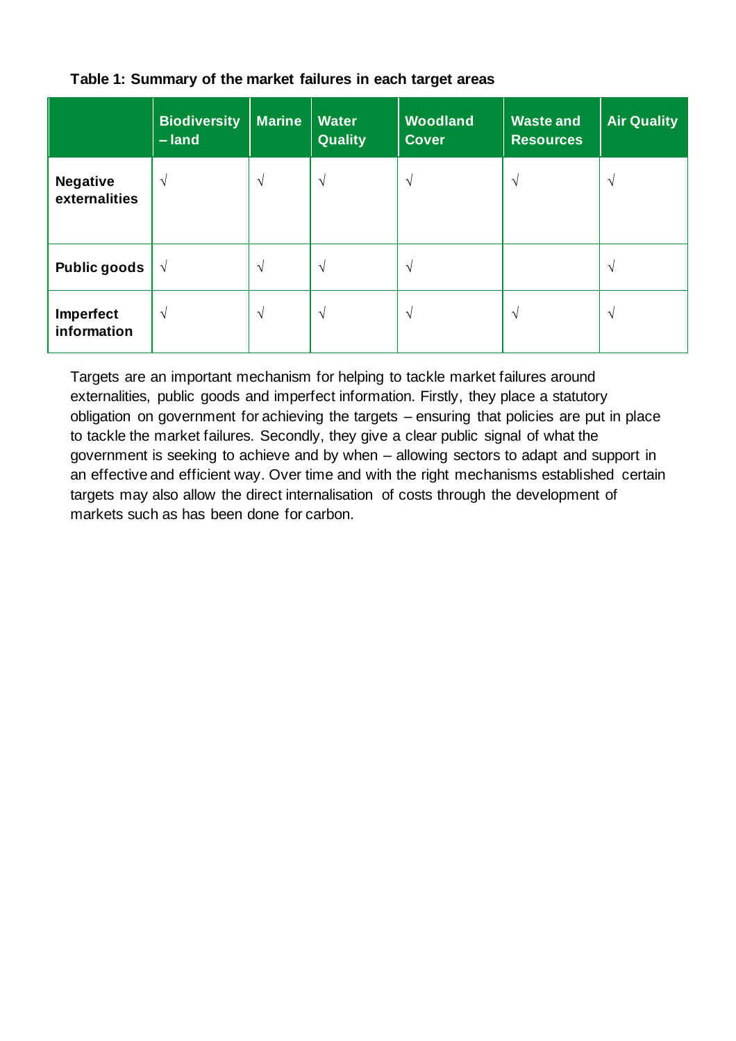**Table 1: Summary of the market failures in each target areas**

| | Biodiversity – land | Marine | Water Quality | Woodland Cover | Waste and Resources | Air Quality |
|---|---|---|---|---|---|---|
| **Negative externalities** | √ | √ | √ | √ | √ | √ |
| **Public goods** | √ | √ | √ | √ | | √ |
| **Imperfect information** | √ | √ | √ | √ | √ | √ |

Targets are an important mechanism for helping to tackle market failures around externalities, public goods and imperfect information. Firstly, they place a statutory obligation on government for achieving the targets – ensuring that policies are put in place to tackle the market failures. Secondly, they give a clear public signal of what the government is seeking to achieve and by when – allowing sectors to adapt and support in an effective and efficient way. Over time and with the right mechanisms established certain targets may also allow the direct internalisation of costs through the development of markets such as has been done for carbon.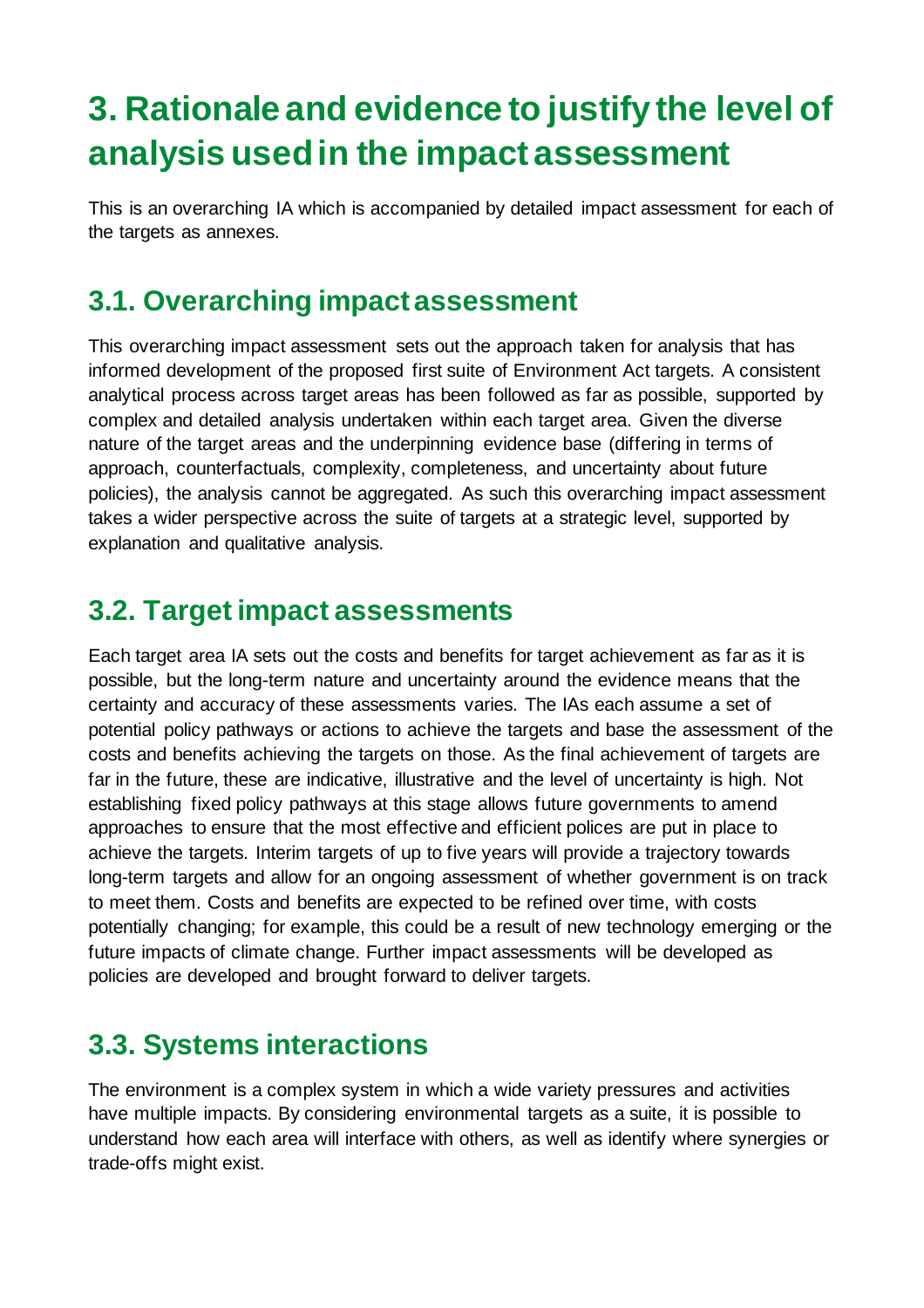# 3. Rationale and evidence to justify the level of analysis used in the impact assessment

This is an overarching IA which is accompanied by detailed impact assessment for each of the targets as annexes.

## 3.1. Overarching impact assessment

This overarching impact assessment sets out the approach taken for analysis that has informed development of the proposed first suite of Environment Act targets. A consistent analytical process across target areas has been followed as far as possible, supported by complex and detailed analysis undertaken within each target area. Given the diverse nature of the target areas and the underpinning evidence base (differing in terms of approach, counterfactuals, complexity, completeness, and uncertainty about future policies), the analysis cannot be aggregated. As such this overarching impact assessment takes a wider perspective across the suite of targets at a strategic level, supported by explanation and qualitative analysis.

## 3.2. Target impact assessments

Each target area IA sets out the costs and benefits for target achievement as far as it is possible, but the long-term nature and uncertainty around the evidence means that the certainty and accuracy of these assessments varies. The IAs each assume a set of potential policy pathways or actions to achieve the targets and base the assessment of the costs and benefits achieving the targets on those. As the final achievement of targets are far in the future, these are indicative, illustrative and the level of uncertainty is high. Not establishing fixed policy pathways at this stage allows future governments to amend approaches to ensure that the most effective and efficient polices are put in place to achieve the targets. Interim targets of up to five years will provide a trajectory towards long-term targets and allow for an ongoing assessment of whether government is on track to meet them. Costs and benefits are expected to be refined over time, with costs potentially changing; for example, this could be a result of new technology emerging or the future impacts of climate change. Further impact assessments will be developed as policies are developed and brought forward to deliver targets.

## 3.3. Systems interactions

The environment is a complex system in which a wide variety pressures and activities have multiple impacts. By considering environmental targets as a suite, it is possible to understand how each area will interface with others, as well as identify where synergies or trade-offs might exist.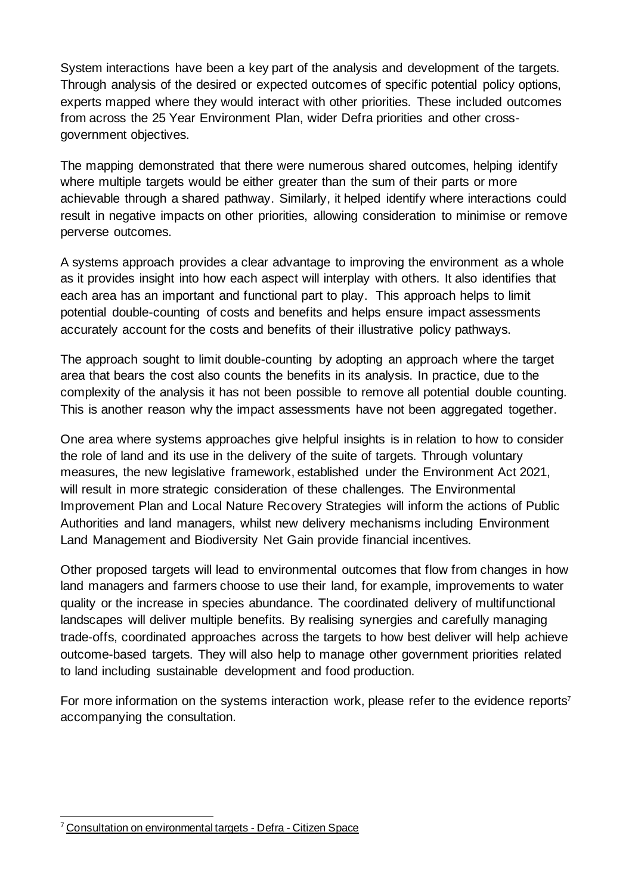System interactions have been a key part of the analysis and development of the targets. Through analysis of the desired or expected outcomes of specific potential policy options, experts mapped where they would interact with other priorities. These included outcomes from across the 25 Year Environment Plan, wider Defra priorities and other cross-government objectives.

The mapping demonstrated that there were numerous shared outcomes, helping identify where multiple targets would be either greater than the sum of their parts or more achievable through a shared pathway. Similarly, it helped identify where interactions could result in negative impacts on other priorities, allowing consideration to minimise or remove perverse outcomes.

A systems approach provides a clear advantage to improving the environment as a whole as it provides insight into how each aspect will interplay with others. It also identifies that each area has an important and functional part to play. This approach helps to limit potential double-counting of costs and benefits and helps ensure impact assessments accurately account for the costs and benefits of their illustrative policy pathways.

The approach sought to limit double-counting by adopting an approach where the target area that bears the cost also counts the benefits in its analysis. In practice, due to the complexity of the analysis it has not been possible to remove all potential double counting. This is another reason why the impact assessments have not been aggregated together.

One area where systems approaches give helpful insights is in relation to how to consider the role of land and its use in the delivery of the suite of targets. Through voluntary measures, the new legislative framework, established under the Environment Act 2021, will result in more strategic consideration of these challenges. The Environmental Improvement Plan and Local Nature Recovery Strategies will inform the actions of Public Authorities and land managers, whilst new delivery mechanisms including Environment Land Management and Biodiversity Net Gain provide financial incentives.

Other proposed targets will lead to environmental outcomes that flow from changes in how land managers and farmers choose to use their land, for example, improvements to water quality or the increase in species abundance. The coordinated delivery of multifunctional landscapes will deliver multiple benefits. By realising synergies and carefully managing trade-offs, coordinated approaches across the targets to how best deliver will help achieve outcome-based targets. They will also help to manage other government priorities related to land including sustainable development and food production.

For more information on the systems interaction work, please refer to the evidence reports[7] accompanying the consultation.

---

[7] Consultation on environmental targets - Defra - Citizen Space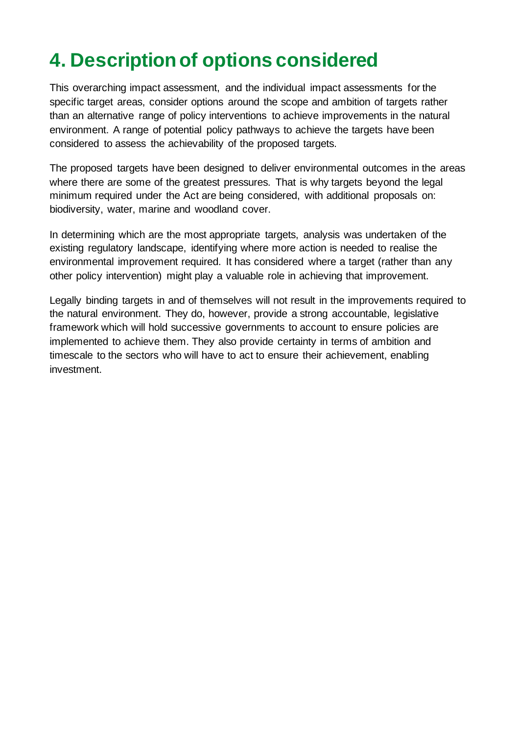# 4. Description of options considered

This overarching impact assessment, and the individual impact assessments for the specific target areas, consider options around the scope and ambition of targets rather than an alternative range of policy interventions to achieve improvements in the natural environment. A range of potential policy pathways to achieve the targets have been considered to assess the achievability of the proposed targets.

The proposed targets have been designed to deliver environmental outcomes in the areas where there are some of the greatest pressures. That is why targets beyond the legal minimum required under the Act are being considered, with additional proposals on: biodiversity, water, marine and woodland cover.

In determining which are the most appropriate targets, analysis was undertaken of the existing regulatory landscape, identifying where more action is needed to realise the environmental improvement required. It has considered where a target (rather than any other policy intervention) might play a valuable role in achieving that improvement.

Legally binding targets in and of themselves will not result in the improvements required to the natural environment. They do, however, provide a strong accountable, legislative framework which will hold successive governments to account to ensure policies are implemented to achieve them. They also provide certainty in terms of ambition and timescale to the sectors who will have to act to ensure their achievement, enabling investment.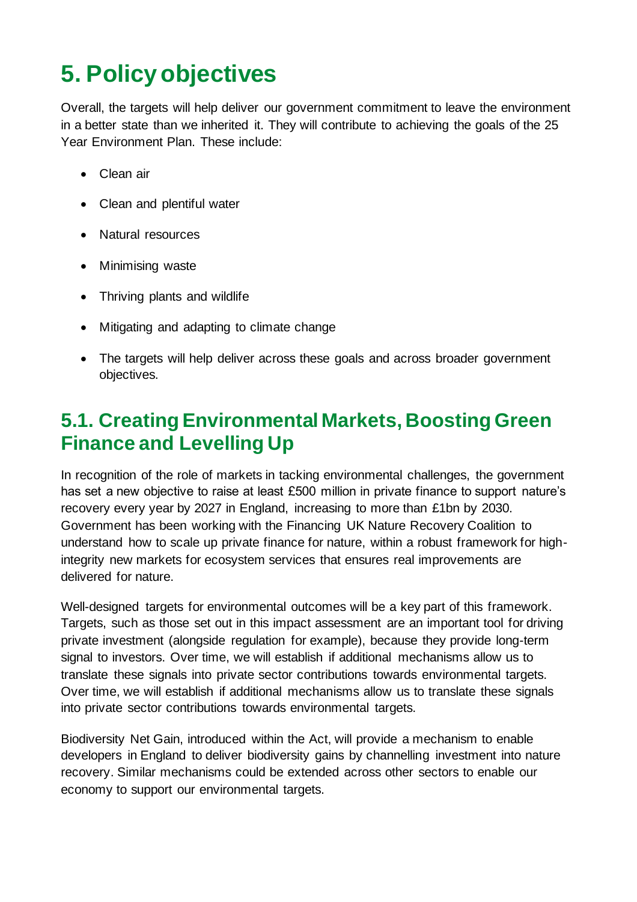# 5. Policy objectives

Overall, the targets will help deliver our government commitment to leave the environment in a better state than we inherited it. They will contribute to achieving the goals of the 25 Year Environment Plan. These include:

- Clean air
- Clean and plentiful water
- Natural resources
- Minimising waste
- Thriving plants and wildlife
- Mitigating and adapting to climate change
- The targets will help deliver across these goals and across broader government objectives.

## 5.1. Creating Environmental Markets, Boosting Green Finance and Levelling Up

In recognition of the role of markets in tacking environmental challenges, the government has set a new objective to raise at least £500 million in private finance to support nature's recovery every year by 2027 in England, increasing to more than £1bn by 2030. Government has been working with the Financing UK Nature Recovery Coalition to understand how to scale up private finance for nature, within a robust framework for high-integrity new markets for ecosystem services that ensures real improvements are delivered for nature.

Well-designed targets for environmental outcomes will be a key part of this framework. Targets, such as those set out in this impact assessment are an important tool for driving private investment (alongside regulation for example), because they provide long-term signal to investors. Over time, we will establish if additional mechanisms allow us to translate these signals into private sector contributions towards environmental targets. Over time, we will establish if additional mechanisms allow us to translate these signals into private sector contributions towards environmental targets.

Biodiversity Net Gain, introduced within the Act, will provide a mechanism to enable developers in England to deliver biodiversity gains by channelling investment into nature recovery. Similar mechanisms could be extended across other sectors to enable our economy to support our environmental targets.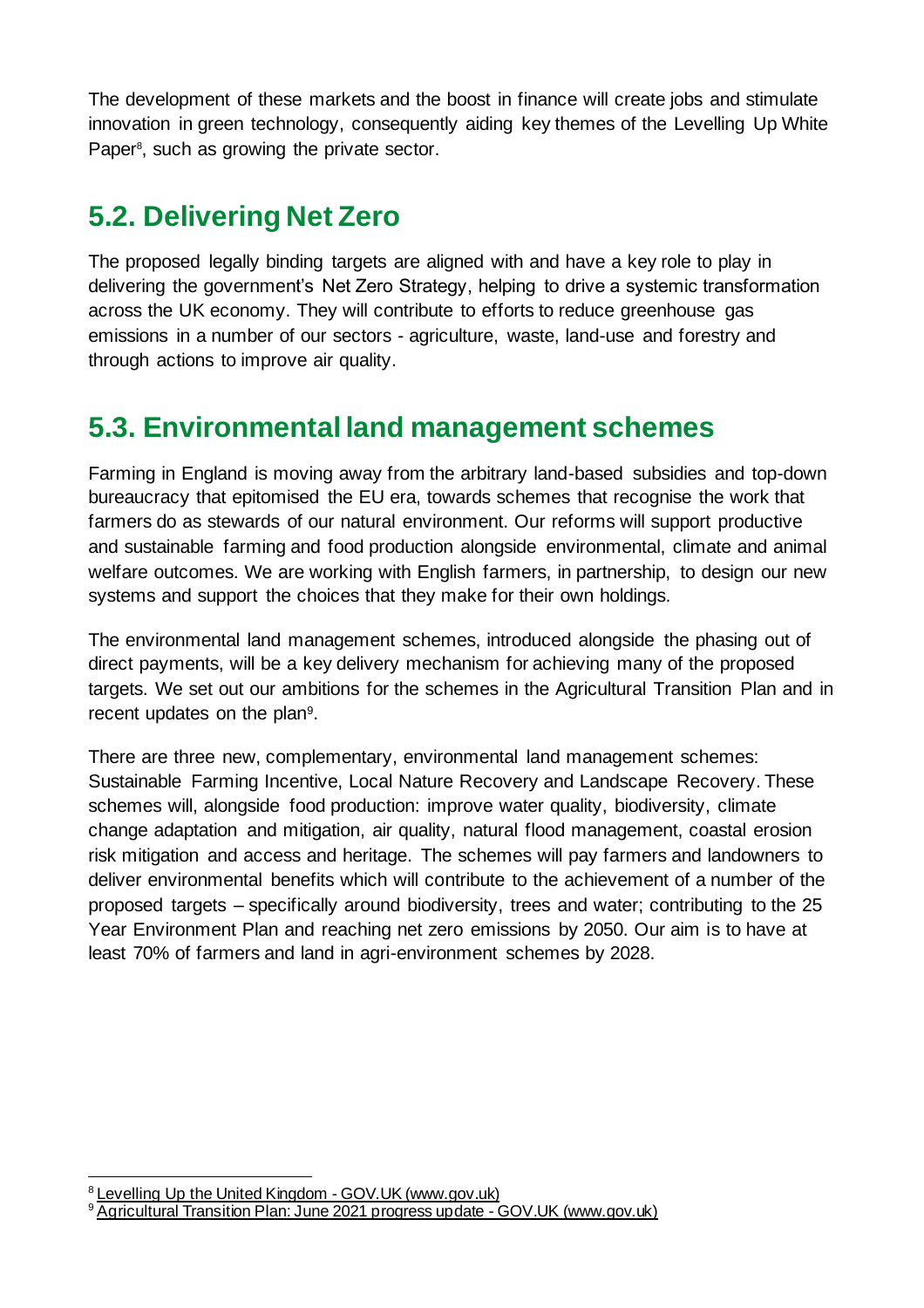The development of these markets and the boost in finance will create jobs and stimulate innovation in green technology, consequently aiding key themes of the Levelling Up White Paper[8], such as growing the private sector.

## 5.2. Delivering Net Zero

The proposed legally binding targets are aligned with and have a key role to play in delivering the government's Net Zero Strategy, helping to drive a systemic transformation across the UK economy. They will contribute to efforts to reduce greenhouse gas emissions in a number of our sectors - agriculture, waste, land-use and forestry and through actions to improve air quality.

## 5.3. Environmental land management schemes

Farming in England is moving away from the arbitrary land-based subsidies and top-down bureaucracy that epitomised the EU era, towards schemes that recognise the work that farmers do as stewards of our natural environment. Our reforms will support productive and sustainable farming and food production alongside environmental, climate and animal welfare outcomes. We are working with English farmers, in partnership, to design our new systems and support the choices that they make for their own holdings.

The environmental land management schemes, introduced alongside the phasing out of direct payments, will be a key delivery mechanism for achieving many of the proposed targets. We set out our ambitions for the schemes in the Agricultural Transition Plan and in recent updates on the plan[9].

There are three new, complementary, environmental land management schemes: Sustainable Farming Incentive, Local Nature Recovery and Landscape Recovery. These schemes will, alongside food production: improve water quality, biodiversity, climate change adaptation and mitigation, air quality, natural flood management, coastal erosion risk mitigation and access and heritage. The schemes will pay farmers and landowners to deliver environmental benefits which will contribute to the achievement of a number of the proposed targets – specifically around biodiversity, trees and water; contributing to the 25 Year Environment Plan and reaching net zero emissions by 2050. Our aim is to have at least 70% of farmers and land in agri-environment schemes by 2028.

---

[8] Levelling Up the United Kingdom - GOV.UK (www.gov.uk)

[9] Agricultural Transition Plan: June 2021 progress update - GOV.UK (www.gov.uk)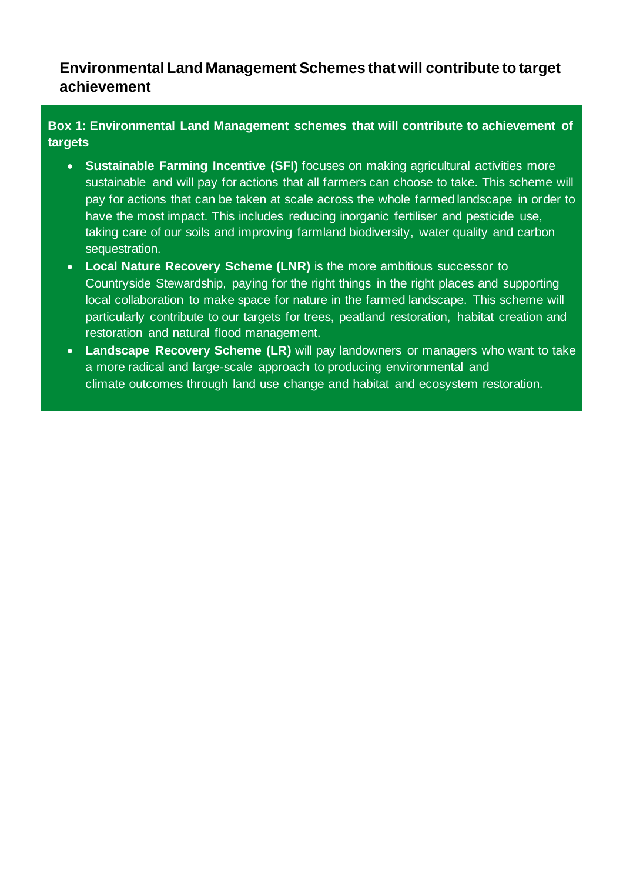## Environmental Land Management Schemes that will contribute to target achievement

**Box 1: Environmental Land Management schemes that will contribute to achievement of targets**

- **Sustainable Farming Incentive (SFI)** focuses on making agricultural activities more sustainable and will pay for actions that all farmers can choose to take. This scheme will pay for actions that can be taken at scale across the whole farmed landscape in order to have the most impact. This includes reducing inorganic fertiliser and pesticide use, taking care of our soils and improving farmland biodiversity, water quality and carbon sequestration.
- **Local Nature Recovery Scheme (LNR)** is the more ambitious successor to Countryside Stewardship, paying for the right things in the right places and supporting local collaboration to make space for nature in the farmed landscape. This scheme will particularly contribute to our targets for trees, peatland restoration, habitat creation and restoration and natural flood management.
- **Landscape Recovery Scheme (LR)** will pay landowners or managers who want to take a more radical and large-scale approach to producing environmental and climate outcomes through land use change and habitat and ecosystem restoration.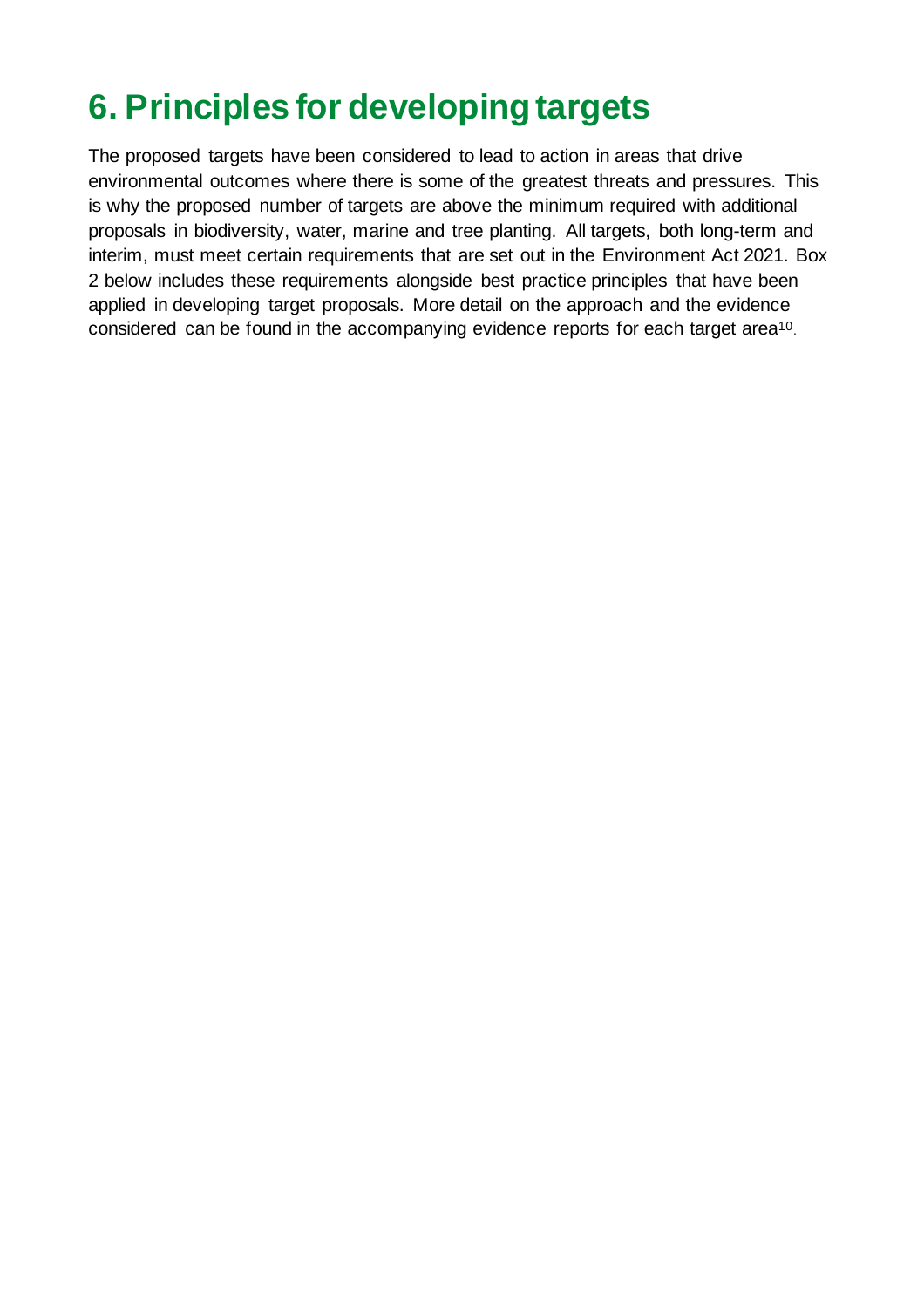# 6. Principles for developing targets

The proposed targets have been considered to lead to action in areas that drive environmental outcomes where there is some of the greatest threats and pressures. This is why the proposed number of targets are above the minimum required with additional proposals in biodiversity, water, marine and tree planting. All targets, both long-term and interim, must meet certain requirements that are set out in the Environment Act 2021. Box 2 below includes these requirements alongside best practice principles that have been applied in developing target proposals. More detail on the approach and the evidence considered can be found in the accompanying evidence reports for each target area[10].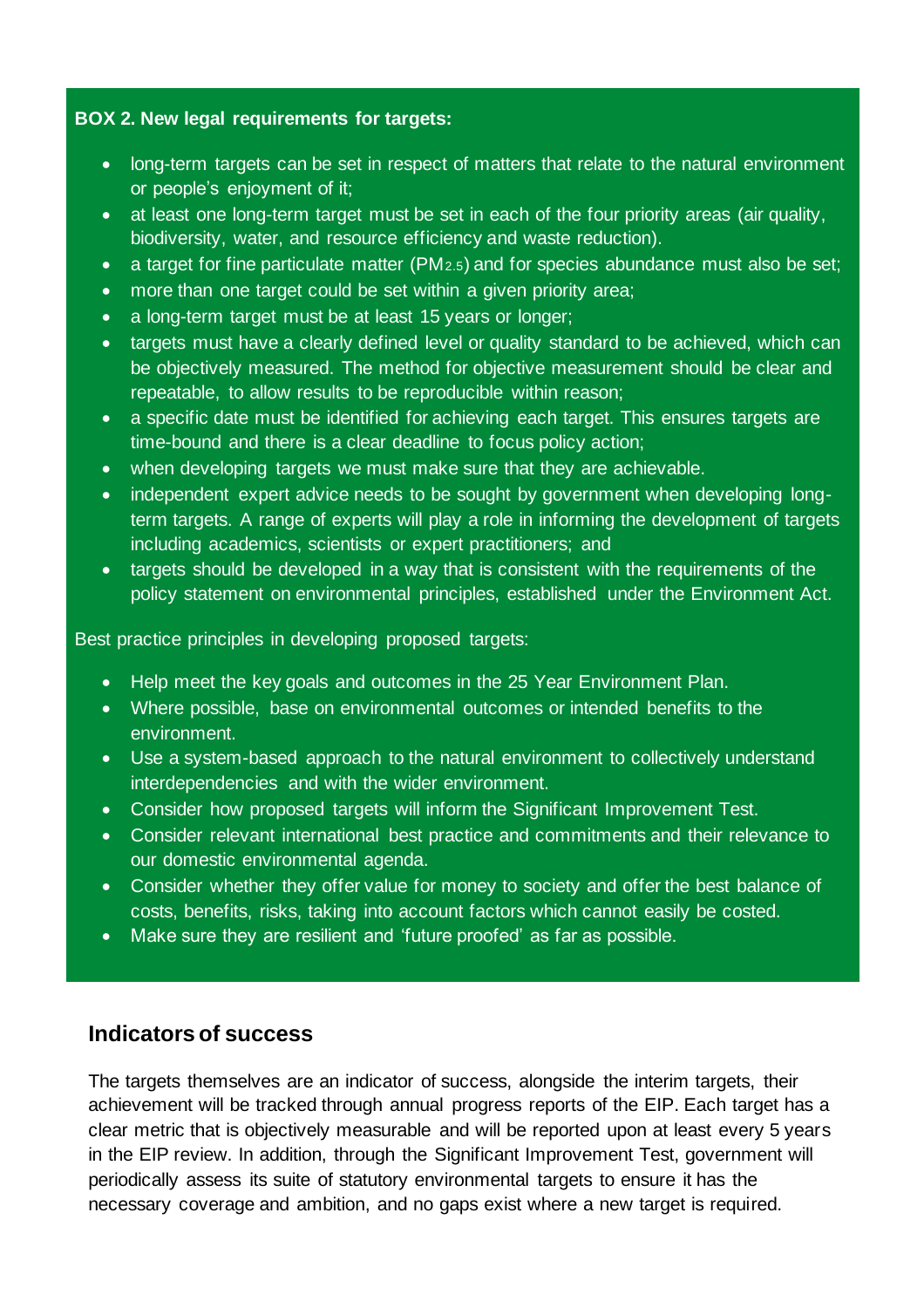**BOX 2. New legal requirements for targets:**

- long-term targets can be set in respect of matters that relate to the natural environment or people's enjoyment of it;
- at least one long-term target must be set in each of the four priority areas (air quality, biodiversity, water, and resource efficiency and waste reduction).
- a target for fine particulate matter ($PM_{2.5}$) and for species abundance must also be set;
- more than one target could be set within a given priority area;
- a long-term target must be at least 15 years or longer;
- targets must have a clearly defined level or quality standard to be achieved, which can be objectively measured. The method for objective measurement should be clear and repeatable, to allow results to be reproducible within reason;
- a specific date must be identified for achieving each target. This ensures targets are time-bound and there is a clear deadline to focus policy action;
- when developing targets we must make sure that they are achievable.
- independent expert advice needs to be sought by government when developing long-term targets. A range of experts will play a role in informing the development of targets including academics, scientists or expert practitioners; and
- targets should be developed in a way that is consistent with the requirements of the policy statement on environmental principles, established under the Environment Act.

Best practice principles in developing proposed targets:

- Help meet the key goals and outcomes in the 25 Year Environment Plan.
- Where possible, base on environmental outcomes or intended benefits to the environment.
- Use a system-based approach to the natural environment to collectively understand interdependencies and with the wider environment.
- Consider how proposed targets will inform the Significant Improvement Test.
- Consider relevant international best practice and commitments and their relevance to our domestic environmental agenda.
- Consider whether they offer value for money to society and offer the best balance of costs, benefits, risks, taking into account factors which cannot easily be costed.
- Make sure they are resilient and 'future proofed' as far as possible.

## Indicators of success

The targets themselves are an indicator of success, alongside the interim targets, their achievement will be tracked through annual progress reports of the EIP. Each target has a clear metric that is objectively measurable and will be reported upon at least every 5 years in the EIP review. In addition, through the Significant Improvement Test, government will periodically assess its suite of statutory environmental targets to ensure it has the necessary coverage and ambition, and no gaps exist where a new target is required.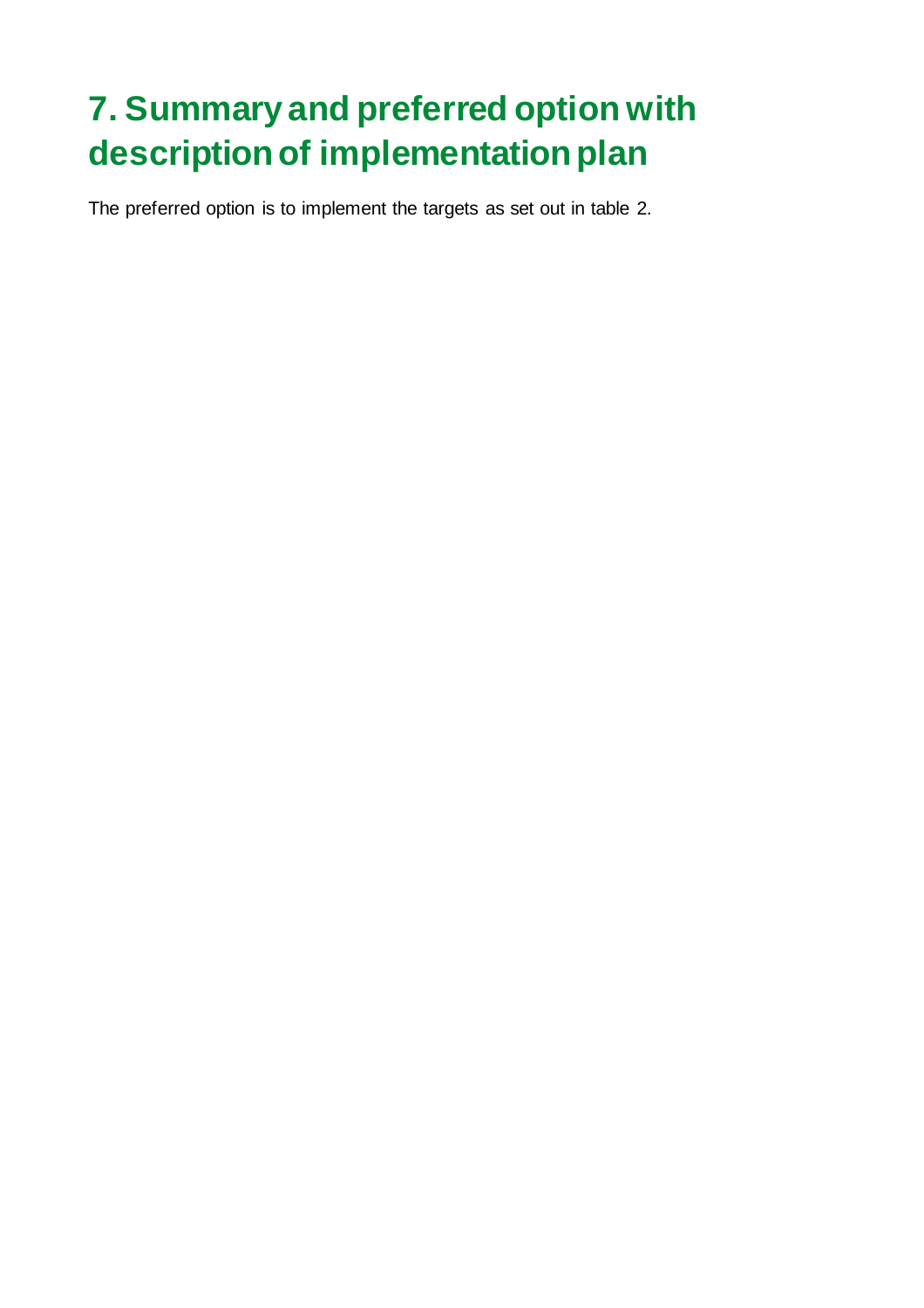# 7. Summary and preferred option with description of implementation plan

The preferred option is to implement the targets as set out in table 2.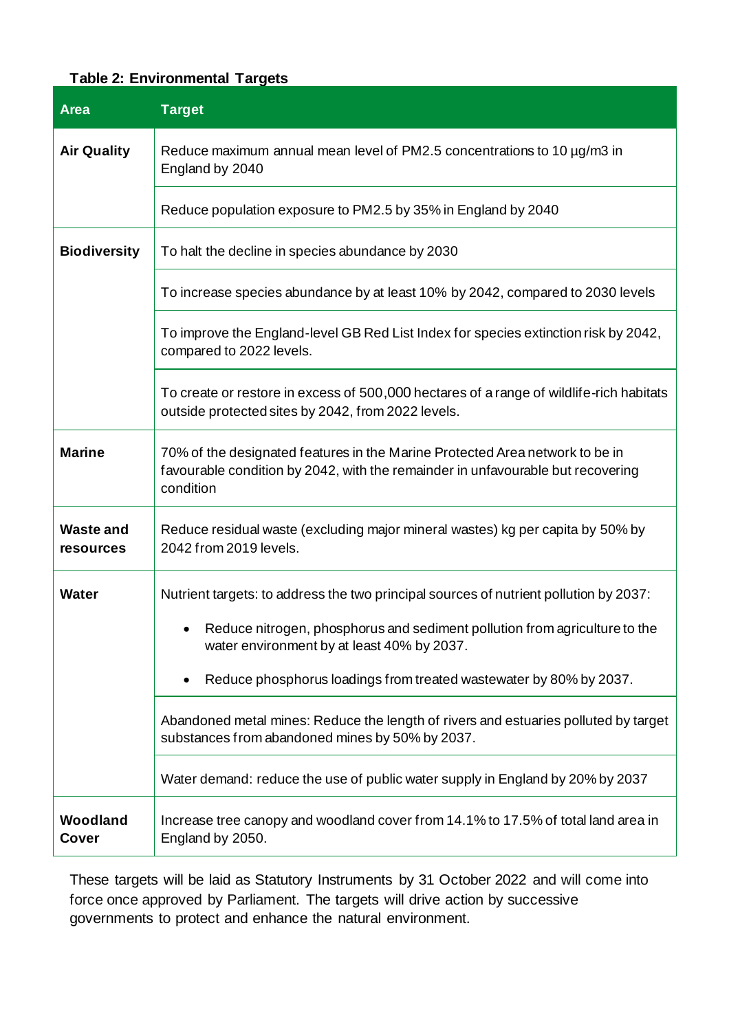**Table 2: Environmental Targets**

| Area | Target |
| --- | --- |
| **Air Quality** | Reduce maximum annual mean level of PM2.5 concentrations to 10 µg/m3 in England by 2040 |
| | Reduce population exposure to PM2.5 by 35% in England by 2040 |
| **Biodiversity** | To halt the decline in species abundance by 2030 |
| | To increase species abundance by at least 10% by 2042, compared to 2030 levels |
| | To improve the England-level GB Red List Index for species extinction risk by 2042, compared to 2022 levels. |
| | To create or restore in excess of 500,000 hectares of a range of wildlife-rich habitats outside protected sites by 2042, from 2022 levels. |
| **Marine** | 70% of the designated features in the Marine Protected Area network to be in favourable condition by 2042, with the remainder in unfavourable but recovering condition |
| **Waste and resources** | Reduce residual waste (excluding major mineral wastes) kg per capita by 50% by 2042 from 2019 levels. |
| **Water** | Nutrient targets: to address the two principal sources of nutrient pollution by 2037:<br>• Reduce nitrogen, phosphorus and sediment pollution from agriculture to the water environment by at least 40% by 2037.<br>• Reduce phosphorus loadings from treated wastewater by 80% by 2037. |
| | Abandoned metal mines: Reduce the length of rivers and estuaries polluted by target substances from abandoned mines by 50% by 2037. |
| | Water demand: reduce the use of public water supply in England by 20% by 2037 |
| **Woodland Cover** | Increase tree canopy and woodland cover from 14.1% to 17.5% of total land area in England by 2050. |

These targets will be laid as Statutory Instruments by 31 October 2022 and will come into force once approved by Parliament. The targets will drive action by successive governments to protect and enhance the natural environment.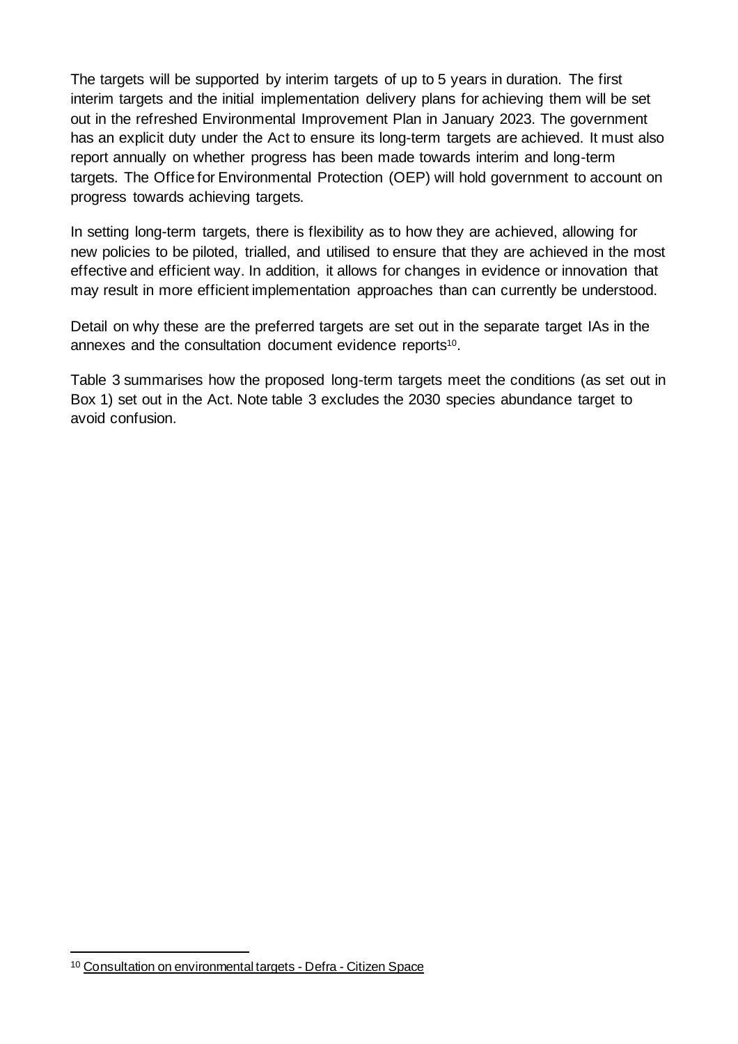The targets will be supported by interim targets of up to 5 years in duration. The first interim targets and the initial implementation delivery plans for achieving them will be set out in the refreshed Environmental Improvement Plan in January 2023. The government has an explicit duty under the Act to ensure its long-term targets are achieved. It must also report annually on whether progress has been made towards interim and long-term targets. The Office for Environmental Protection (OEP) will hold government to account on progress towards achieving targets.

In setting long-term targets, there is flexibility as to how they are achieved, allowing for new policies to be piloted, trialled, and utilised to ensure that they are achieved in the most effective and efficient way. In addition, it allows for changes in evidence or innovation that may result in more efficient implementation approaches than can currently be understood.

Detail on why these are the preferred targets are set out in the separate target IAs in the annexes and the consultation document evidence reports[10].

Table 3 summarises how the proposed long-term targets meet the conditions (as set out in Box 1) set out in the Act. Note table 3 excludes the 2030 species abundance target to avoid confusion.

---

[10] Consultation on environmental targets - Defra - Citizen Space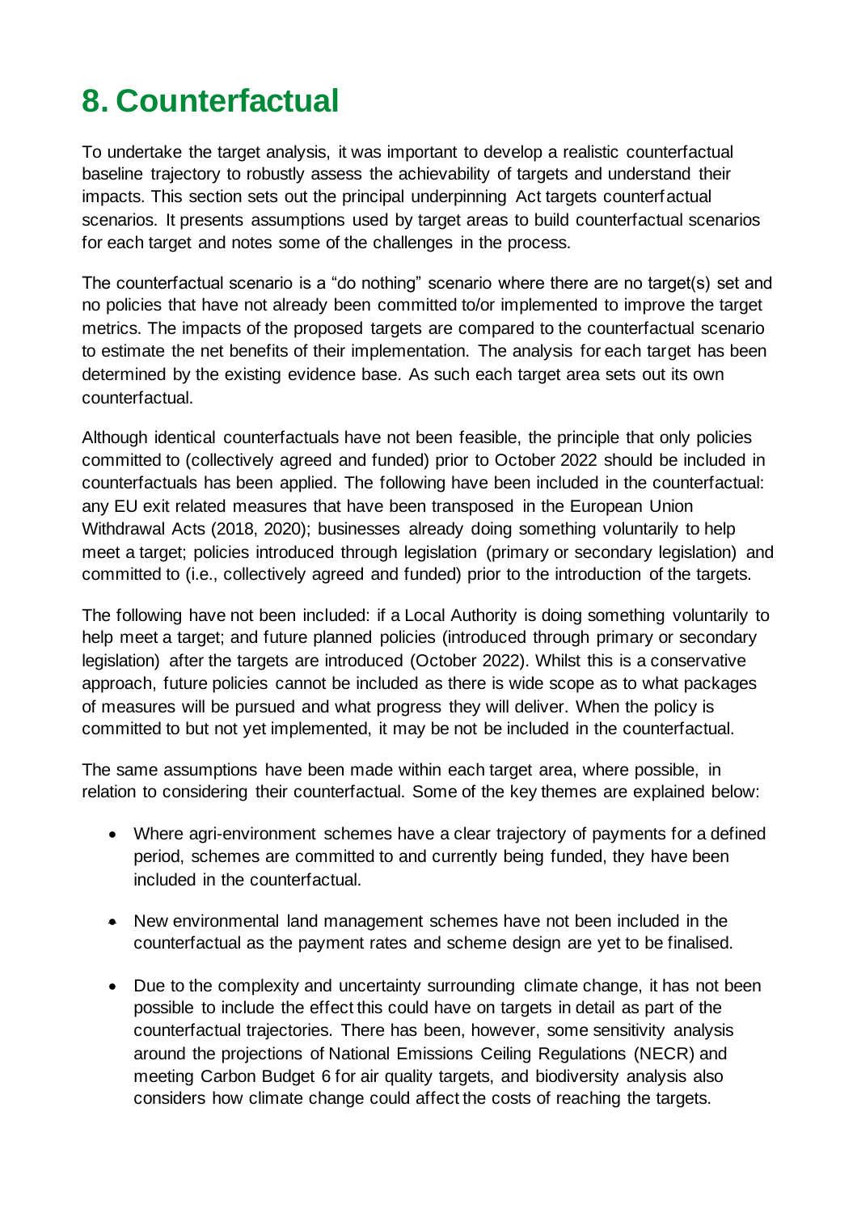# 8. Counterfactual

To undertake the target analysis, it was important to develop a realistic counterfactual baseline trajectory to robustly assess the achievability of targets and understand their impacts. This section sets out the principal underpinning Act targets counterfactual scenarios. It presents assumptions used by target areas to build counterfactual scenarios for each target and notes some of the challenges in the process.

The counterfactual scenario is a "do nothing" scenario where there are no target(s) set and no policies that have not already been committed to/or implemented to improve the target metrics. The impacts of the proposed targets are compared to the counterfactual scenario to estimate the net benefits of their implementation. The analysis for each target has been determined by the existing evidence base. As such each target area sets out its own counterfactual.

Although identical counterfactuals have not been feasible, the principle that only policies committed to (collectively agreed and funded) prior to October 2022 should be included in counterfactuals has been applied. The following have been included in the counterfactual: any EU exit related measures that have been transposed in the European Union Withdrawal Acts (2018, 2020); businesses already doing something voluntarily to help meet a target; policies introduced through legislation (primary or secondary legislation) and committed to (i.e., collectively agreed and funded) prior to the introduction of the targets.

The following have not been included: if a Local Authority is doing something voluntarily to help meet a target; and future planned policies (introduced through primary or secondary legislation) after the targets are introduced (October 2022). Whilst this is a conservative approach, future policies cannot be included as there is wide scope as to what packages of measures will be pursued and what progress they will deliver. When the policy is committed to but not yet implemented, it may be not be included in the counterfactual.

The same assumptions have been made within each target area, where possible, in relation to considering their counterfactual. Some of the key themes are explained below:

- Where agri-environment schemes have a clear trajectory of payments for a defined period, schemes are committed to and currently being funded, they have been included in the counterfactual.
- New environmental land management schemes have not been included in the counterfactual as the payment rates and scheme design are yet to be finalised.
- Due to the complexity and uncertainty surrounding climate change, it has not been possible to include the effect this could have on targets in detail as part of the counterfactual trajectories. There has been, however, some sensitivity analysis around the projections of National Emissions Ceiling Regulations (NECR) and meeting Carbon Budget 6 for air quality targets, and biodiversity analysis also considers how climate change could affect the costs of reaching the targets.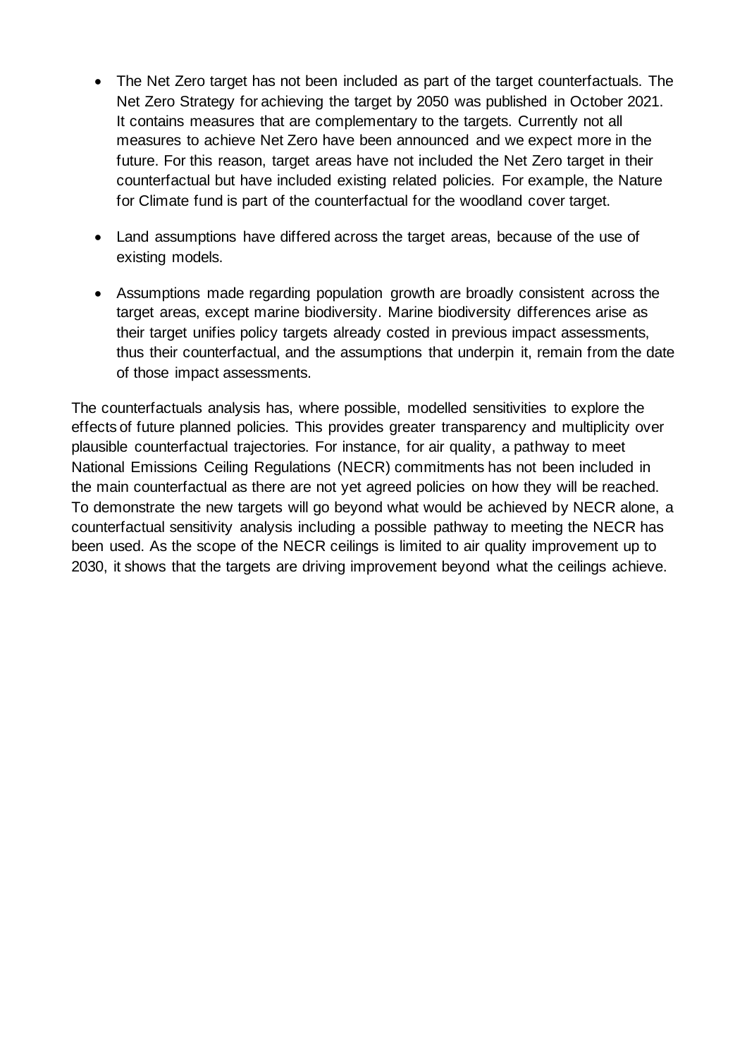- The Net Zero target has not been included as part of the target counterfactuals. The Net Zero Strategy for achieving the target by 2050 was published in October 2021. It contains measures that are complementary to the targets. Currently not all measures to achieve Net Zero have been announced and we expect more in the future. For this reason, target areas have not included the Net Zero target in their counterfactual but have included existing related policies. For example, the Nature for Climate fund is part of the counterfactual for the woodland cover target.

- Land assumptions have differed across the target areas, because of the use of existing models.

- Assumptions made regarding population growth are broadly consistent across the target areas, except marine biodiversity. Marine biodiversity differences arise as their target unifies policy targets already costed in previous impact assessments, thus their counterfactual, and the assumptions that underpin it, remain from the date of those impact assessments.

The counterfactuals analysis has, where possible, modelled sensitivities to explore the effects of future planned policies. This provides greater transparency and multiplicity over plausible counterfactual trajectories. For instance, for air quality, a pathway to meet National Emissions Ceiling Regulations (NECR) commitments has not been included in the main counterfactual as there are not yet agreed policies on how they will be reached. To demonstrate the new targets will go beyond what would be achieved by NECR alone, a counterfactual sensitivity analysis including a possible pathway to meeting the NECR has been used. As the scope of the NECR ceilings is limited to air quality improvement up to 2030, it shows that the targets are driving improvement beyond what the ceilings achieve.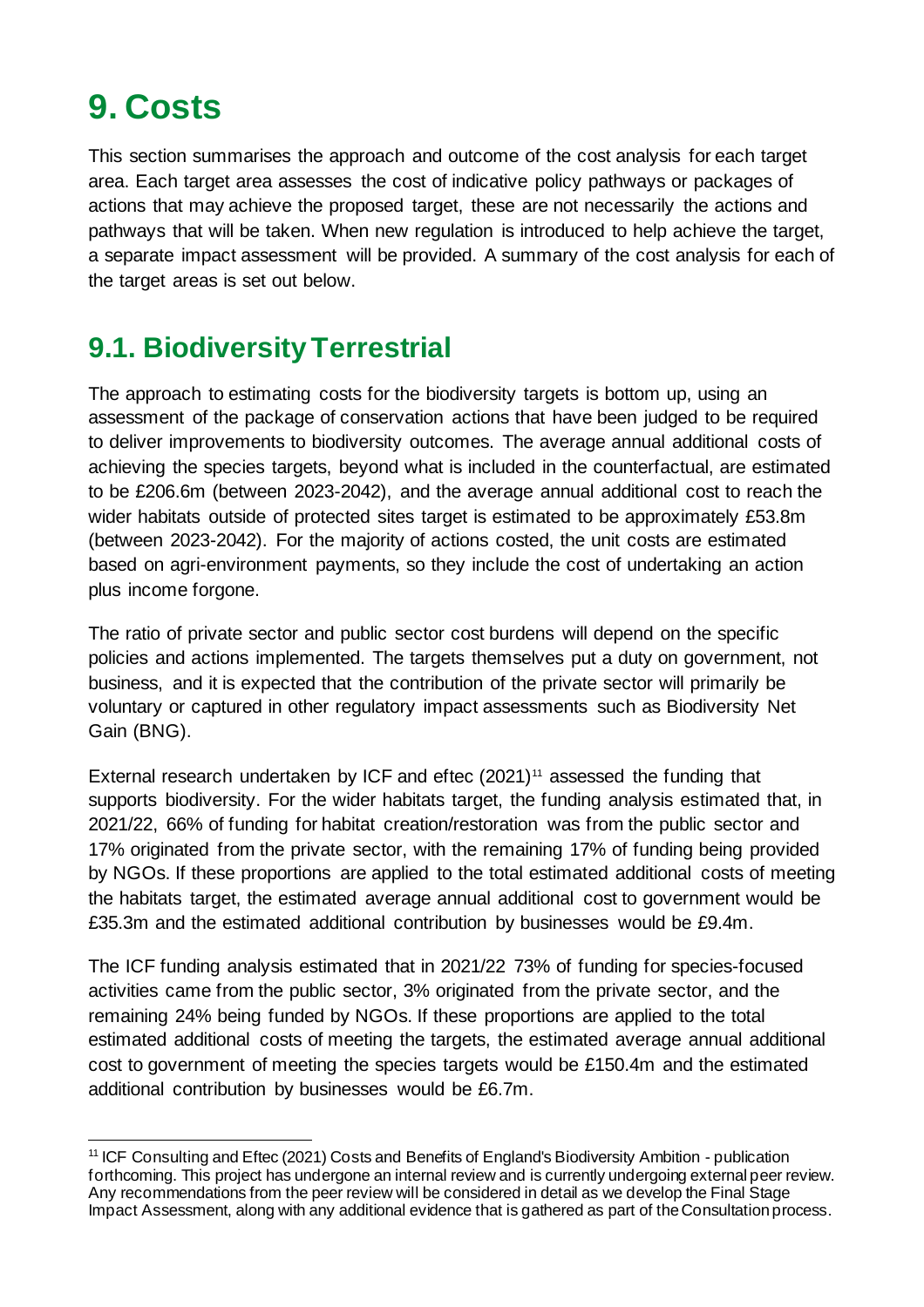# 9. Costs

This section summarises the approach and outcome of the cost analysis for each target area. Each target area assesses the cost of indicative policy pathways or packages of actions that may achieve the proposed target, these are not necessarily the actions and pathways that will be taken. When new regulation is introduced to help achieve the target, a separate impact assessment will be provided. A summary of the cost analysis for each of the target areas is set out below.

## 9.1. Biodiversity Terrestrial

The approach to estimating costs for the biodiversity targets is bottom up, using an assessment of the package of conservation actions that have been judged to be required to deliver improvements to biodiversity outcomes. The average annual additional costs of achieving the species targets, beyond what is included in the counterfactual, are estimated to be £206.6m (between 2023-2042), and the average annual additional cost to reach the wider habitats outside of protected sites target is estimated to be approximately £53.8m (between 2023-2042). For the majority of actions costed, the unit costs are estimated based on agri-environment payments, so they include the cost of undertaking an action plus income forgone.

The ratio of private sector and public sector cost burdens will depend on the specific policies and actions implemented. The targets themselves put a duty on government, not business, and it is expected that the contribution of the private sector will primarily be voluntary or captured in other regulatory impact assessments such as Biodiversity Net Gain (BNG).

External research undertaken by ICF and eftec (2021)[11] assessed the funding that supports biodiversity. For the wider habitats target, the funding analysis estimated that, in 2021/22, 66% of funding for habitat creation/restoration was from the public sector and 17% originated from the private sector, with the remaining 17% of funding being provided by NGOs. If these proportions are applied to the total estimated additional costs of meeting the habitats target, the estimated average annual additional cost to government would be £35.3m and the estimated additional contribution by businesses would be £9.4m.

The ICF funding analysis estimated that in 2021/22 73% of funding for species-focused activities came from the public sector, 3% originated from the private sector, and the remaining 24% being funded by NGOs. If these proportions are applied to the total estimated additional costs of meeting the targets, the estimated average annual additional cost to government of meeting the species targets would be £150.4m and the estimated additional contribution by businesses would be £6.7m.

---

[11] ICF Consulting and Eftec (2021) Costs and Benefits of England's Biodiversity Ambition - publication forthcoming. This project has undergone an internal review and is currently undergoing external peer review. Any recommendations from the peer review will be considered in detail as we develop the Final Stage Impact Assessment, along with any additional evidence that is gathered as part of the Consultation process.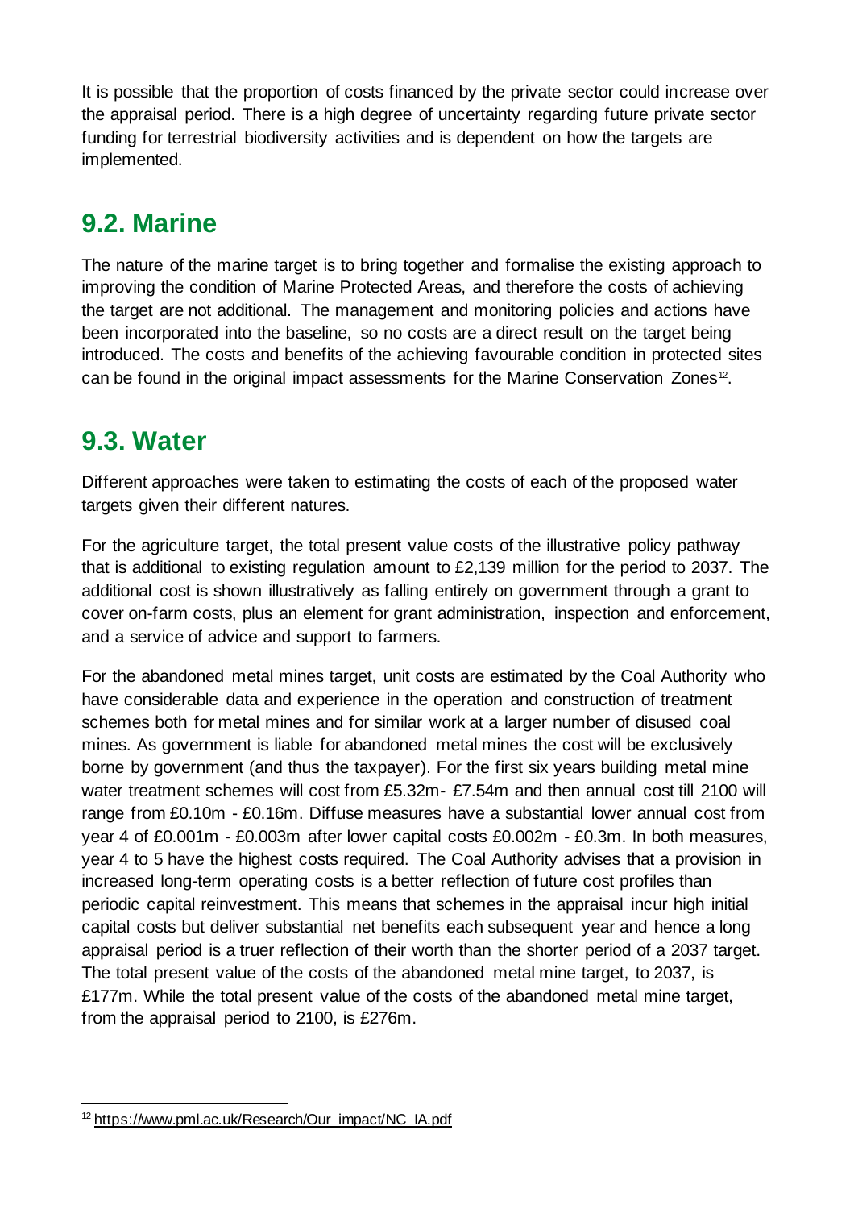It is possible that the proportion of costs financed by the private sector could increase over the appraisal period. There is a high degree of uncertainty regarding future private sector funding for terrestrial biodiversity activities and is dependent on how the targets are implemented.

## 9.2. Marine

The nature of the marine target is to bring together and formalise the existing approach to improving the condition of Marine Protected Areas, and therefore the costs of achieving the target are not additional. The management and monitoring policies and actions have been incorporated into the baseline, so no costs are a direct result on the target being introduced. The costs and benefits of the achieving favourable condition in protected sites can be found in the original impact assessments for the Marine Conservation Zones[12].

## 9.3. Water

Different approaches were taken to estimating the costs of each of the proposed water targets given their different natures.

For the agriculture target, the total present value costs of the illustrative policy pathway that is additional to existing regulation amount to £2,139 million for the period to 2037. The additional cost is shown illustratively as falling entirely on government through a grant to cover on-farm costs, plus an element for grant administration, inspection and enforcement, and a service of advice and support to farmers.

For the abandoned metal mines target, unit costs are estimated by the Coal Authority who have considerable data and experience in the operation and construction of treatment schemes both for metal mines and for similar work at a larger number of disused coal mines. As government is liable for abandoned metal mines the cost will be exclusively borne by government (and thus the taxpayer). For the first six years building metal mine water treatment schemes will cost from £5.32m- £7.54m and then annual cost till 2100 will range from £0.10m - £0.16m. Diffuse measures have a substantial lower annual cost from year 4 of £0.001m - £0.003m after lower capital costs £0.002m - £0.3m. In both measures, year 4 to 5 have the highest costs required. The Coal Authority advises that a provision in increased long-term operating costs is a better reflection of future cost profiles than periodic capital reinvestment. This means that schemes in the appraisal incur high initial capital costs but deliver substantial net benefits each subsequent year and hence a long appraisal period is a truer reflection of their worth than the shorter period of a 2037 target. The total present value of the costs of the abandoned metal mine target, to 2037, is £177m. While the total present value of the costs of the abandoned metal mine target, from the appraisal period to 2100, is £276m.

---

[12] https://www.pml.ac.uk/Research/Our_impact/NC_IA.pdf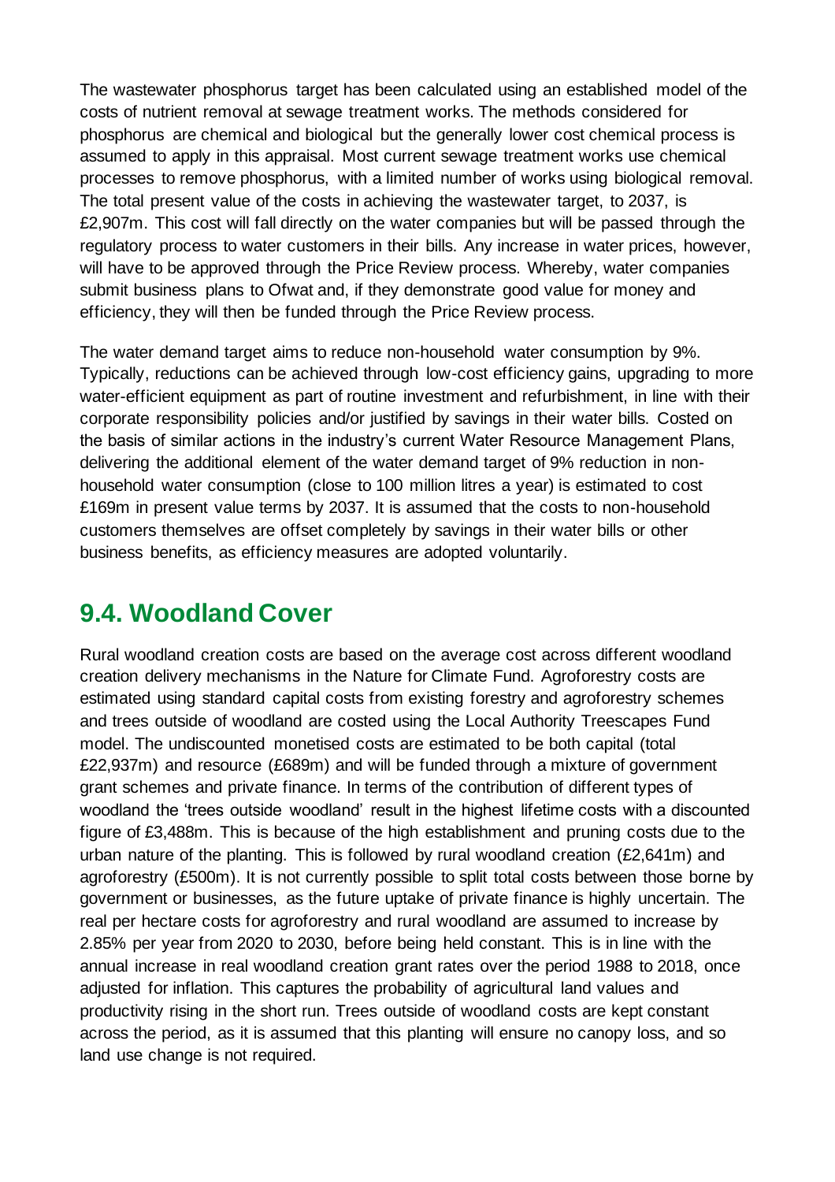The wastewater phosphorus target has been calculated using an established model of the costs of nutrient removal at sewage treatment works. The methods considered for phosphorus are chemical and biological but the generally lower cost chemical process is assumed to apply in this appraisal. Most current sewage treatment works use chemical processes to remove phosphorus, with a limited number of works using biological removal. The total present value of the costs in achieving the wastewater target, to 2037, is £2,907m. This cost will fall directly on the water companies but will be passed through the regulatory process to water customers in their bills. Any increase in water prices, however, will have to be approved through the Price Review process. Whereby, water companies submit business plans to Ofwat and, if they demonstrate good value for money and efficiency, they will then be funded through the Price Review process.

The water demand target aims to reduce non-household water consumption by 9%. Typically, reductions can be achieved through low-cost efficiency gains, upgrading to more water-efficient equipment as part of routine investment and refurbishment, in line with their corporate responsibility policies and/or justified by savings in their water bills. Costed on the basis of similar actions in the industry's current Water Resource Management Plans, delivering the additional element of the water demand target of 9% reduction in non-household water consumption (close to 100 million litres a year) is estimated to cost £169m in present value terms by 2037. It is assumed that the costs to non-household customers themselves are offset completely by savings in their water bills or other business benefits, as efficiency measures are adopted voluntarily.

## 9.4. Woodland Cover

Rural woodland creation costs are based on the average cost across different woodland creation delivery mechanisms in the Nature for Climate Fund. Agroforestry costs are estimated using standard capital costs from existing forestry and agroforestry schemes and trees outside of woodland are costed using the Local Authority Treescapes Fund model. The undiscounted monetised costs are estimated to be both capital (total £22,937m) and resource (£689m) and will be funded through a mixture of government grant schemes and private finance. In terms of the contribution of different types of woodland the 'trees outside woodland' result in the highest lifetime costs with a discounted figure of £3,488m. This is because of the high establishment and pruning costs due to the urban nature of the planting. This is followed by rural woodland creation (£2,641m) and agroforestry (£500m). It is not currently possible to split total costs between those borne by government or businesses, as the future uptake of private finance is highly uncertain. The real per hectare costs for agroforestry and rural woodland are assumed to increase by 2.85% per year from 2020 to 2030, before being held constant. This is in line with the annual increase in real woodland creation grant rates over the period 1988 to 2018, once adjusted for inflation. This captures the probability of agricultural land values and productivity rising in the short run. Trees outside of woodland costs are kept constant across the period, as it is assumed that this planting will ensure no canopy loss, and so land use change is not required.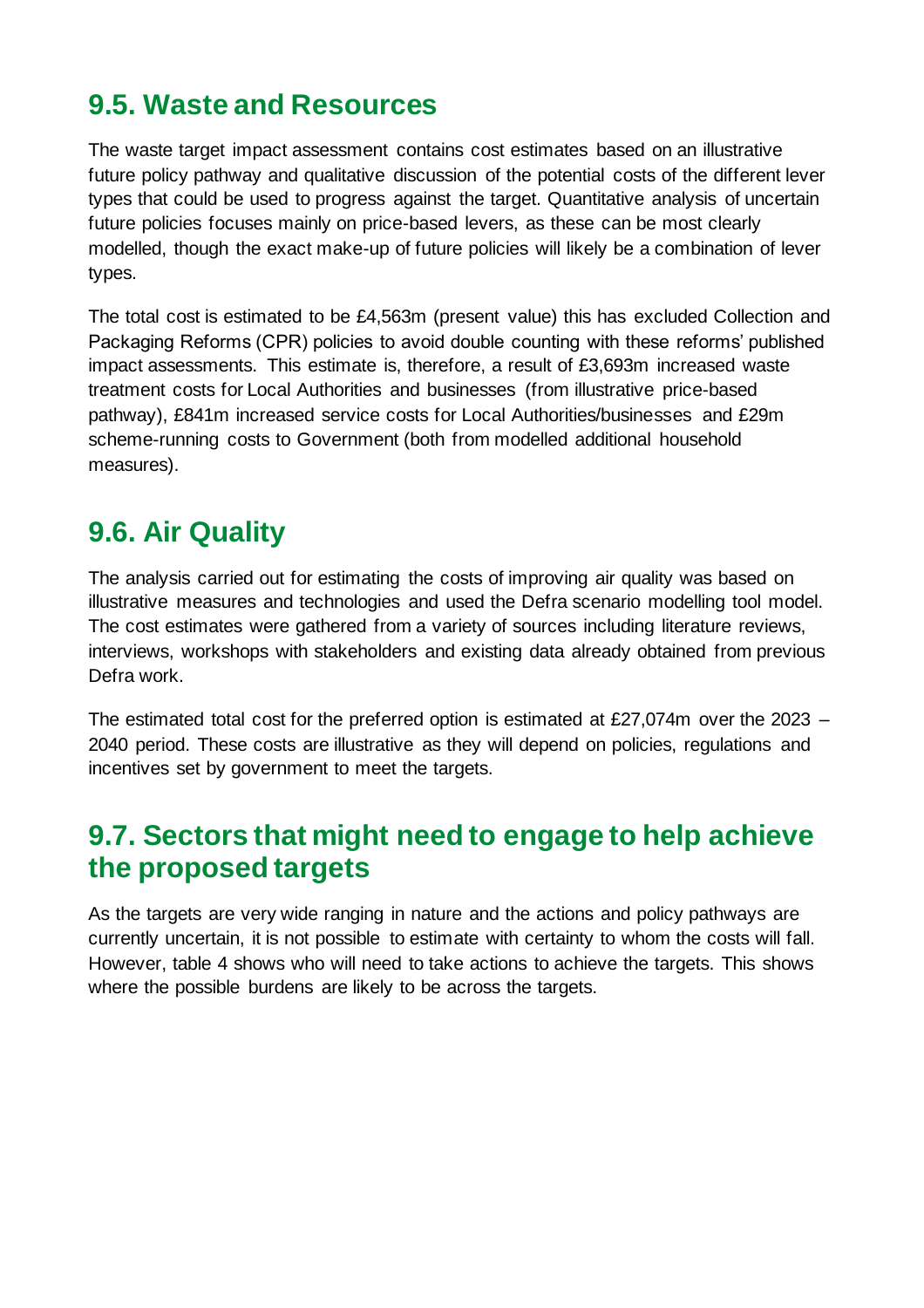## 9.5. Waste and Resources

The waste target impact assessment contains cost estimates based on an illustrative future policy pathway and qualitative discussion of the potential costs of the different lever types that could be used to progress against the target. Quantitative analysis of uncertain future policies focuses mainly on price-based levers, as these can be most clearly modelled, though the exact make-up of future policies will likely be a combination of lever types.

The total cost is estimated to be £4,563m (present value) this has excluded Collection and Packaging Reforms (CPR) policies to avoid double counting with these reforms' published impact assessments. This estimate is, therefore, a result of £3,693m increased waste treatment costs for Local Authorities and businesses (from illustrative price-based pathway), £841m increased service costs for Local Authorities/businesses and £29m scheme-running costs to Government (both from modelled additional household measures).

## 9.6. Air Quality

The analysis carried out for estimating the costs of improving air quality was based on illustrative measures and technologies and used the Defra scenario modelling tool model. The cost estimates were gathered from a variety of sources including literature reviews, interviews, workshops with stakeholders and existing data already obtained from previous Defra work.

The estimated total cost for the preferred option is estimated at £27,074m over the 2023 – 2040 period. These costs are illustrative as they will depend on policies, regulations and incentives set by government to meet the targets.

## 9.7. Sectors that might need to engage to help achieve the proposed targets

As the targets are very wide ranging in nature and the actions and policy pathways are currently uncertain, it is not possible to estimate with certainty to whom the costs will fall. However, table 4 shows who will need to take actions to achieve the targets. This shows where the possible burdens are likely to be across the targets.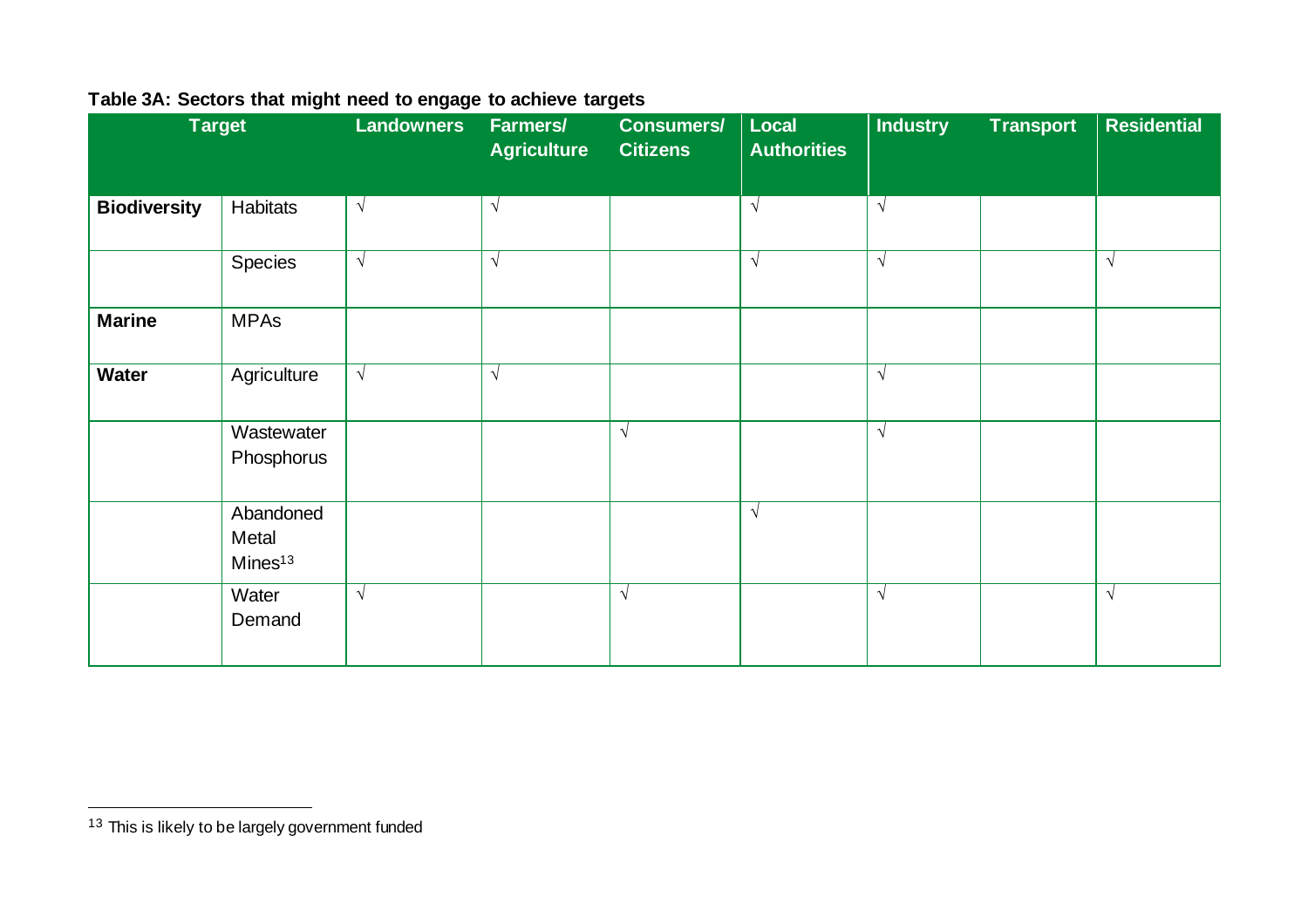**Table 3A: Sectors that might need to engage to achieve targets**

| Target | | Landowners | Farmers/ Agriculture | Consumers/ Citizens | Local Authorities | Industry | Transport | Residential |
|---|---|---|---|---|---|---|---|---|
| **Biodiversity** | Habitats | √ | √ | | √ | √ | | |
| | Species | √ | √ | | √ | √ | | √ |
| **Marine** | MPAs | | | | | | | |
| **Water** | Agriculture | √ | √ | | | √ | | |
| | Wastewater Phosphorus | | | √ | | √ | | |
| | Abandoned Metal Mines[13] | | | | √ | | | |
| | Water Demand | √ | | √ | | √ | | √ |

[13] This is likely to be largely government funded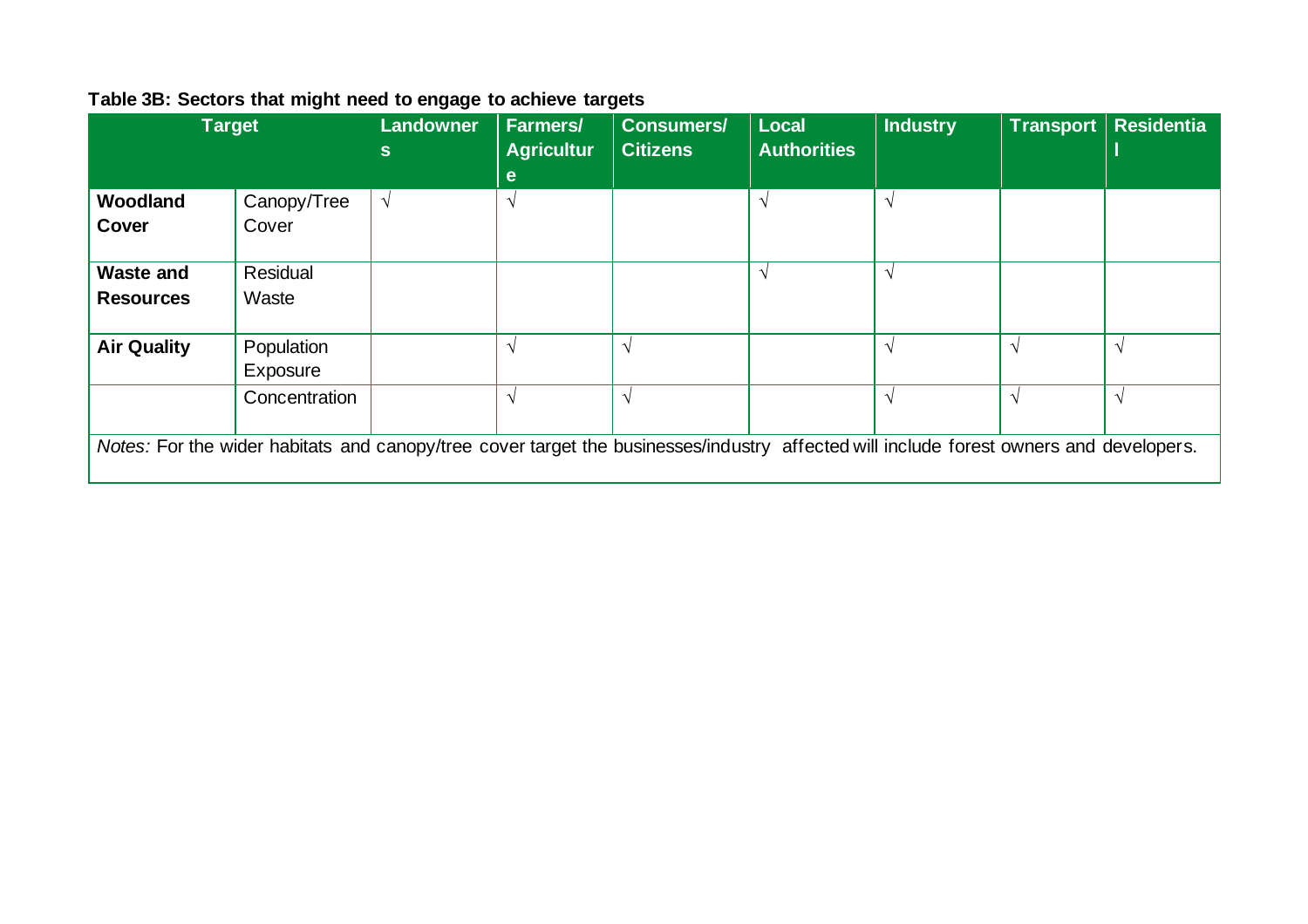**Table 3B: Sectors that might need to engage to achieve targets**

| Target | | Landowners | Farmers/ Agriculture | Consumers/ Citizens | Local Authorities | Industry | Transport | Residential |
|---|---|---|---|---|---|---|---|---|
| **Woodland Cover** | Canopy/Tree Cover | √ | √ | | √ | √ | | |
| **Waste and Resources** | Residual Waste | | | | √ | √ | | |
| **Air Quality** | Population Exposure | | √ | √ | | √ | √ | √ |
| | Concentration | | √ | √ | | √ | √ | √ |

*Notes:* For the wider habitats and canopy/tree cover target the businesses/industry affected will include forest owners and developers.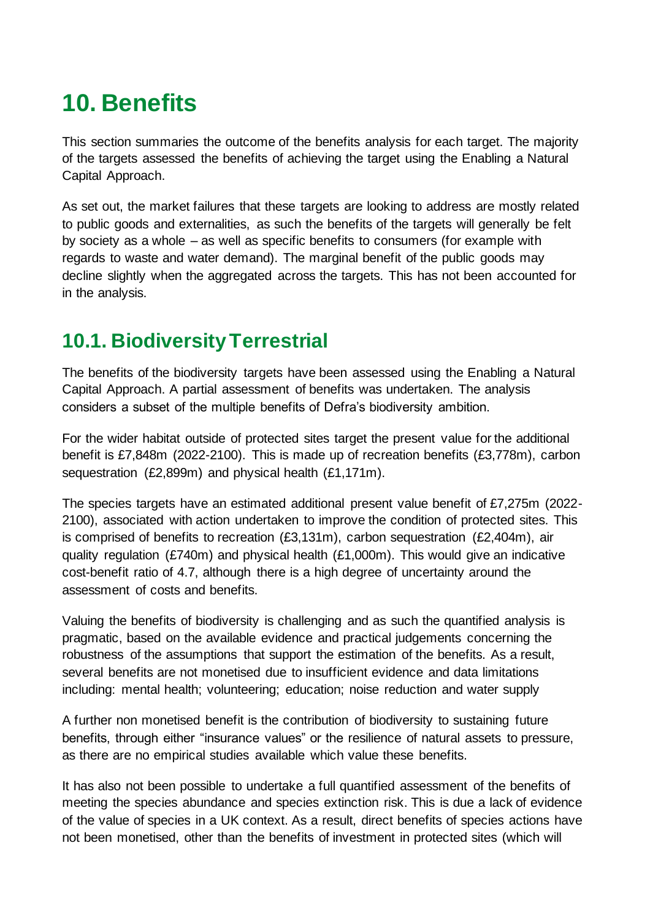# 10. Benefits

This section summaries the outcome of the benefits analysis for each target. The majority of the targets assessed the benefits of achieving the target using the Enabling a Natural Capital Approach.

As set out, the market failures that these targets are looking to address are mostly related to public goods and externalities, as such the benefits of the targets will generally be felt by society as a whole – as well as specific benefits to consumers (for example with regards to waste and water demand). The marginal benefit of the public goods may decline slightly when the aggregated across the targets. This has not been accounted for in the analysis.

## 10.1. Biodiversity Terrestrial

The benefits of the biodiversity targets have been assessed using the Enabling a Natural Capital Approach. A partial assessment of benefits was undertaken. The analysis considers a subset of the multiple benefits of Defra's biodiversity ambition.

For the wider habitat outside of protected sites target the present value for the additional benefit is £7,848m (2022-2100). This is made up of recreation benefits (£3,778m), carbon sequestration (£2,899m) and physical health (£1,171m).

The species targets have an estimated additional present value benefit of £7,275m (2022-2100), associated with action undertaken to improve the condition of protected sites. This is comprised of benefits to recreation (£3,131m), carbon sequestration (£2,404m), air quality regulation (£740m) and physical health (£1,000m). This would give an indicative cost-benefit ratio of 4.7, although there is a high degree of uncertainty around the assessment of costs and benefits.

Valuing the benefits of biodiversity is challenging and as such the quantified analysis is pragmatic, based on the available evidence and practical judgements concerning the robustness of the assumptions that support the estimation of the benefits. As a result, several benefits are not monetised due to insufficient evidence and data limitations including: mental health; volunteering; education; noise reduction and water supply

A further non monetised benefit is the contribution of biodiversity to sustaining future benefits, through either "insurance values" or the resilience of natural assets to pressure, as there are no empirical studies available which value these benefits.

It has also not been possible to undertake a full quantified assessment of the benefits of meeting the species abundance and species extinction risk. This is due a lack of evidence of the value of species in a UK context. As a result, direct benefits of species actions have not been monetised, other than the benefits of investment in protected sites (which will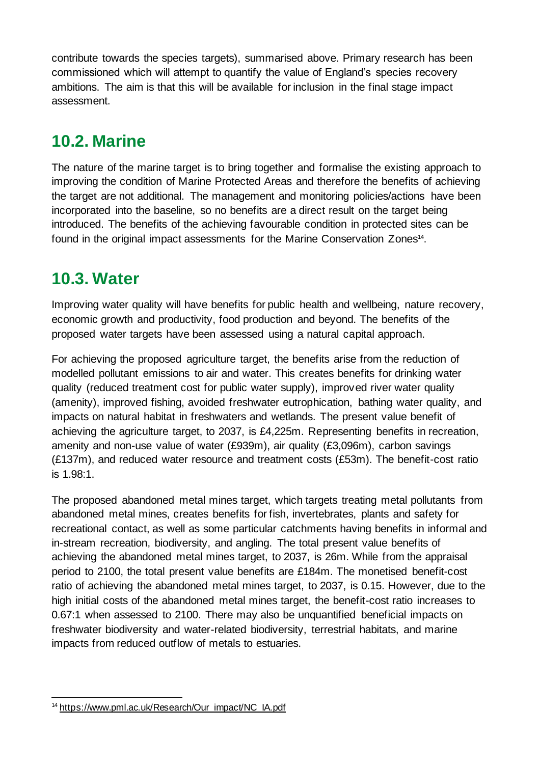contribute towards the species targets), summarised above. Primary research has been commissioned which will attempt to quantify the value of England's species recovery ambitions. The aim is that this will be available for inclusion in the final stage impact assessment.

## 10.2. Marine

The nature of the marine target is to bring together and formalise the existing approach to improving the condition of Marine Protected Areas and therefore the benefits of achieving the target are not additional. The management and monitoring policies/actions have been incorporated into the baseline, so no benefits are a direct result on the target being introduced. The benefits of the achieving favourable condition in protected sites can be found in the original impact assessments for the Marine Conservation Zones[14].

## 10.3. Water

Improving water quality will have benefits for public health and wellbeing, nature recovery, economic growth and productivity, food production and beyond. The benefits of the proposed water targets have been assessed using a natural capital approach.

For achieving the proposed agriculture target, the benefits arise from the reduction of modelled pollutant emissions to air and water. This creates benefits for drinking water quality (reduced treatment cost for public water supply), improved river water quality (amenity), improved fishing, avoided freshwater eutrophication, bathing water quality, and impacts on natural habitat in freshwaters and wetlands. The present value benefit of achieving the agriculture target, to 2037, is £4,225m. Representing benefits in recreation, amenity and non-use value of water (£939m), air quality (£3,096m), carbon savings (£137m), and reduced water resource and treatment costs (£53m). The benefit-cost ratio is 1.98:1.

The proposed abandoned metal mines target, which targets treating metal pollutants from abandoned metal mines, creates benefits for fish, invertebrates, plants and safety for recreational contact, as well as some particular catchments having benefits in informal and in-stream recreation, biodiversity, and angling. The total present value benefits of achieving the abandoned metal mines target, to 2037, is 26m. While from the appraisal period to 2100, the total present value benefits are £184m. The monetised benefit-cost ratio of achieving the abandoned metal mines target, to 2037, is 0.15. However, due to the high initial costs of the abandoned metal mines target, the benefit-cost ratio increases to 0.67:1 when assessed to 2100. There may also be unquantified beneficial impacts on freshwater biodiversity and water-related biodiversity, terrestrial habitats, and marine impacts from reduced outflow of metals to estuaries.

---

[14] https://www.pml.ac.uk/Research/Our_impact/NC_IA.pdf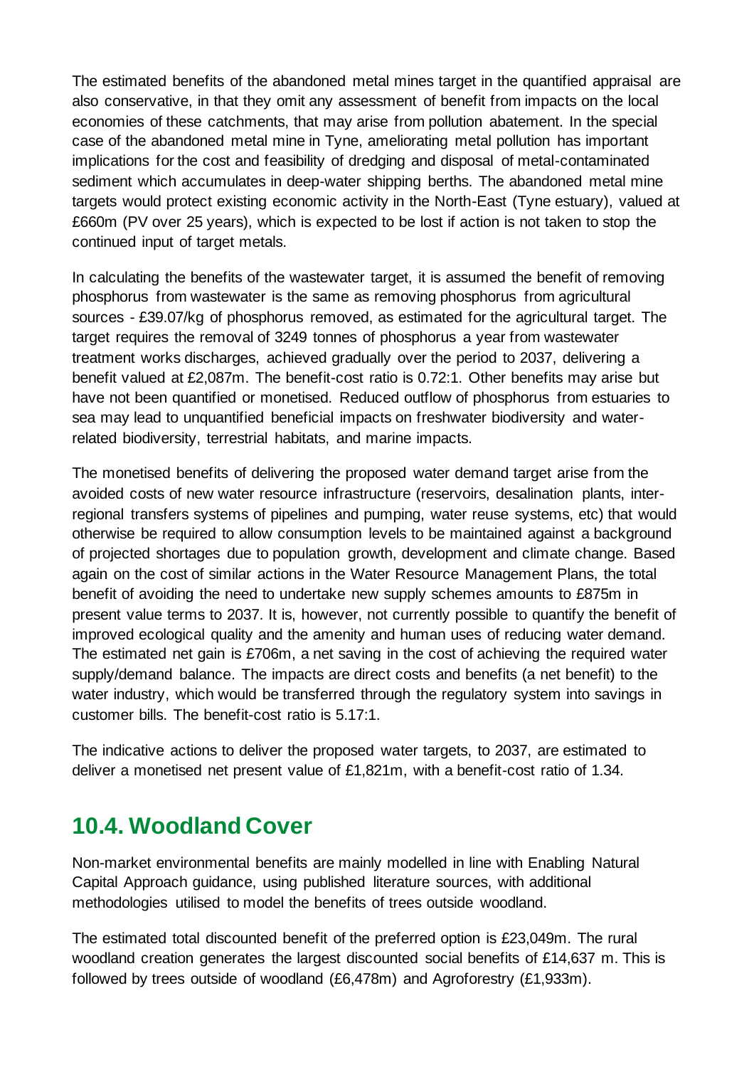The estimated benefits of the abandoned metal mines target in the quantified appraisal are also conservative, in that they omit any assessment of benefit from impacts on the local economies of these catchments, that may arise from pollution abatement. In the special case of the abandoned metal mine in Tyne, ameliorating metal pollution has important implications for the cost and feasibility of dredging and disposal of metal-contaminated sediment which accumulates in deep-water shipping berths. The abandoned metal mine targets would protect existing economic activity in the North-East (Tyne estuary), valued at £660m (PV over 25 years), which is expected to be lost if action is not taken to stop the continued input of target metals.

In calculating the benefits of the wastewater target, it is assumed the benefit of removing phosphorus from wastewater is the same as removing phosphorus from agricultural sources - £39.07/kg of phosphorus removed, as estimated for the agricultural target. The target requires the removal of 3249 tonnes of phosphorus a year from wastewater treatment works discharges, achieved gradually over the period to 2037, delivering a benefit valued at £2,087m. The benefit-cost ratio is 0.72:1. Other benefits may arise but have not been quantified or monetised. Reduced outflow of phosphorus from estuaries to sea may lead to unquantified beneficial impacts on freshwater biodiversity and water-related biodiversity, terrestrial habitats, and marine impacts.

The monetised benefits of delivering the proposed water demand target arise from the avoided costs of new water resource infrastructure (reservoirs, desalination plants, inter-regional transfers systems of pipelines and pumping, water reuse systems, etc) that would otherwise be required to allow consumption levels to be maintained against a background of projected shortages due to population growth, development and climate change. Based again on the cost of similar actions in the Water Resource Management Plans, the total benefit of avoiding the need to undertake new supply schemes amounts to £875m in present value terms to 2037. It is, however, not currently possible to quantify the benefit of improved ecological quality and the amenity and human uses of reducing water demand. The estimated net gain is £706m, a net saving in the cost of achieving the required water supply/demand balance. The impacts are direct costs and benefits (a net benefit) to the water industry, which would be transferred through the regulatory system into savings in customer bills. The benefit-cost ratio is 5.17:1.

The indicative actions to deliver the proposed water targets, to 2037, are estimated to deliver a monetised net present value of £1,821m, with a benefit-cost ratio of 1.34.

## 10.4. Woodland Cover

Non-market environmental benefits are mainly modelled in line with Enabling Natural Capital Approach guidance, using published literature sources, with additional methodologies utilised to model the benefits of trees outside woodland.

The estimated total discounted benefit of the preferred option is £23,049m. The rural woodland creation generates the largest discounted social benefits of £14,637 m. This is followed by trees outside of woodland (£6,478m) and Agroforestry (£1,933m).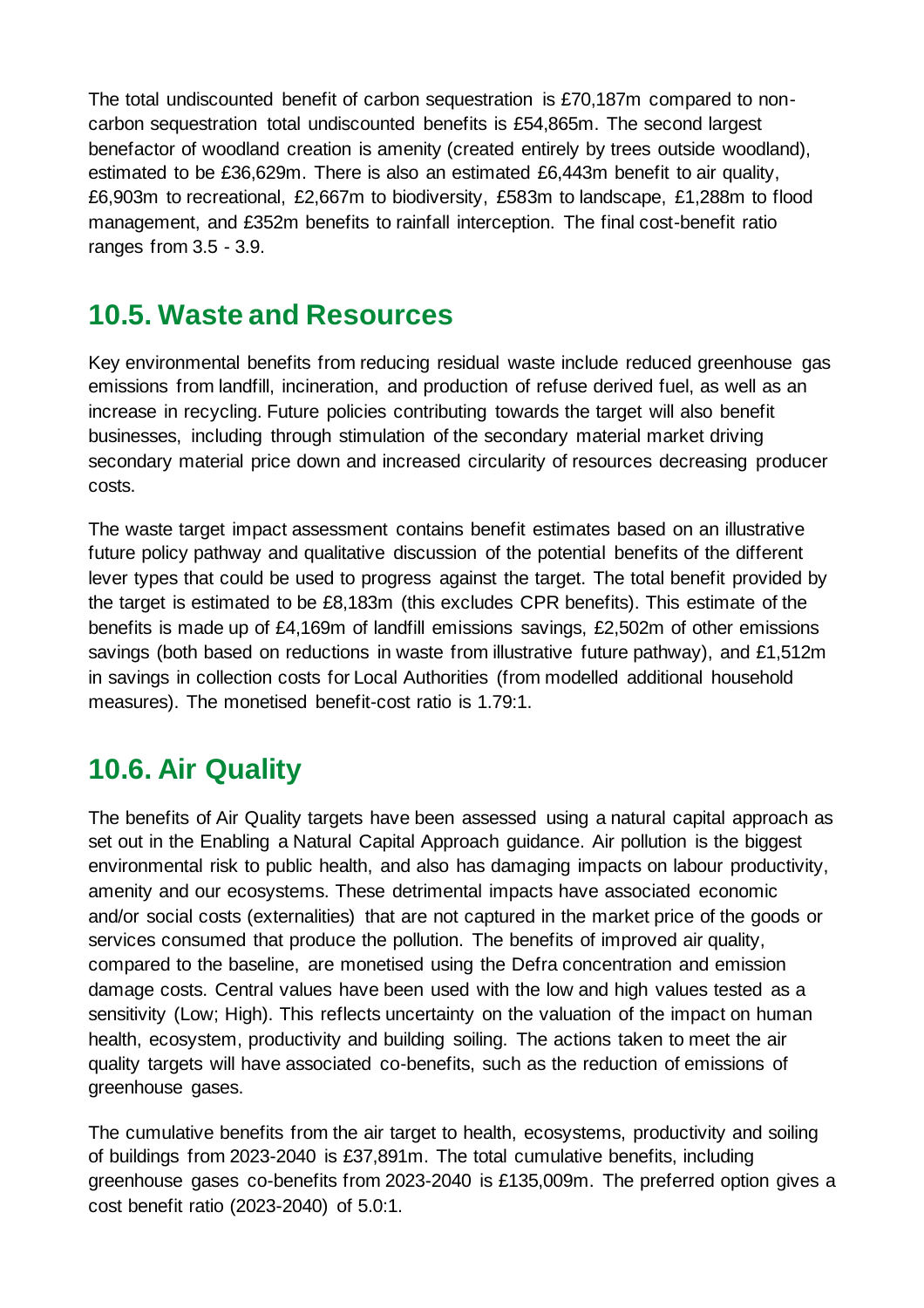The total undiscounted benefit of carbon sequestration is £70,187m compared to non-carbon sequestration total undiscounted benefits is £54,865m. The second largest benefactor of woodland creation is amenity (created entirely by trees outside woodland), estimated to be £36,629m. There is also an estimated £6,443m benefit to air quality, £6,903m to recreational, £2,667m to biodiversity, £583m to landscape, £1,288m to flood management, and £352m benefits to rainfall interception. The final cost-benefit ratio ranges from 3.5 - 3.9.

## 10.5. Waste and Resources

Key environmental benefits from reducing residual waste include reduced greenhouse gas emissions from landfill, incineration, and production of refuse derived fuel, as well as an increase in recycling. Future policies contributing towards the target will also benefit businesses, including through stimulation of the secondary material market driving secondary material price down and increased circularity of resources decreasing producer costs.

The waste target impact assessment contains benefit estimates based on an illustrative future policy pathway and qualitative discussion of the potential benefits of the different lever types that could be used to progress against the target. The total benefit provided by the target is estimated to be £8,183m (this excludes CPR benefits). This estimate of the benefits is made up of £4,169m of landfill emissions savings, £2,502m of other emissions savings (both based on reductions in waste from illustrative future pathway), and £1,512m in savings in collection costs for Local Authorities (from modelled additional household measures). The monetised benefit-cost ratio is 1.79:1.

## 10.6. Air Quality

The benefits of Air Quality targets have been assessed using a natural capital approach as set out in the Enabling a Natural Capital Approach guidance. Air pollution is the biggest environmental risk to public health, and also has damaging impacts on labour productivity, amenity and our ecosystems. These detrimental impacts have associated economic and/or social costs (externalities) that are not captured in the market price of the goods or services consumed that produce the pollution. The benefits of improved air quality, compared to the baseline, are monetised using the Defra concentration and emission damage costs. Central values have been used with the low and high values tested as a sensitivity (Low; High). This reflects uncertainty on the valuation of the impact on human health, ecosystem, productivity and building soiling. The actions taken to meet the air quality targets will have associated co-benefits, such as the reduction of emissions of greenhouse gases.

The cumulative benefits from the air target to health, ecosystems, productivity and soiling of buildings from 2023-2040 is £37,891m. The total cumulative benefits, including greenhouse gases co-benefits from 2023-2040 is £135,009m. The preferred option gives a cost benefit ratio (2023-2040) of 5.0:1.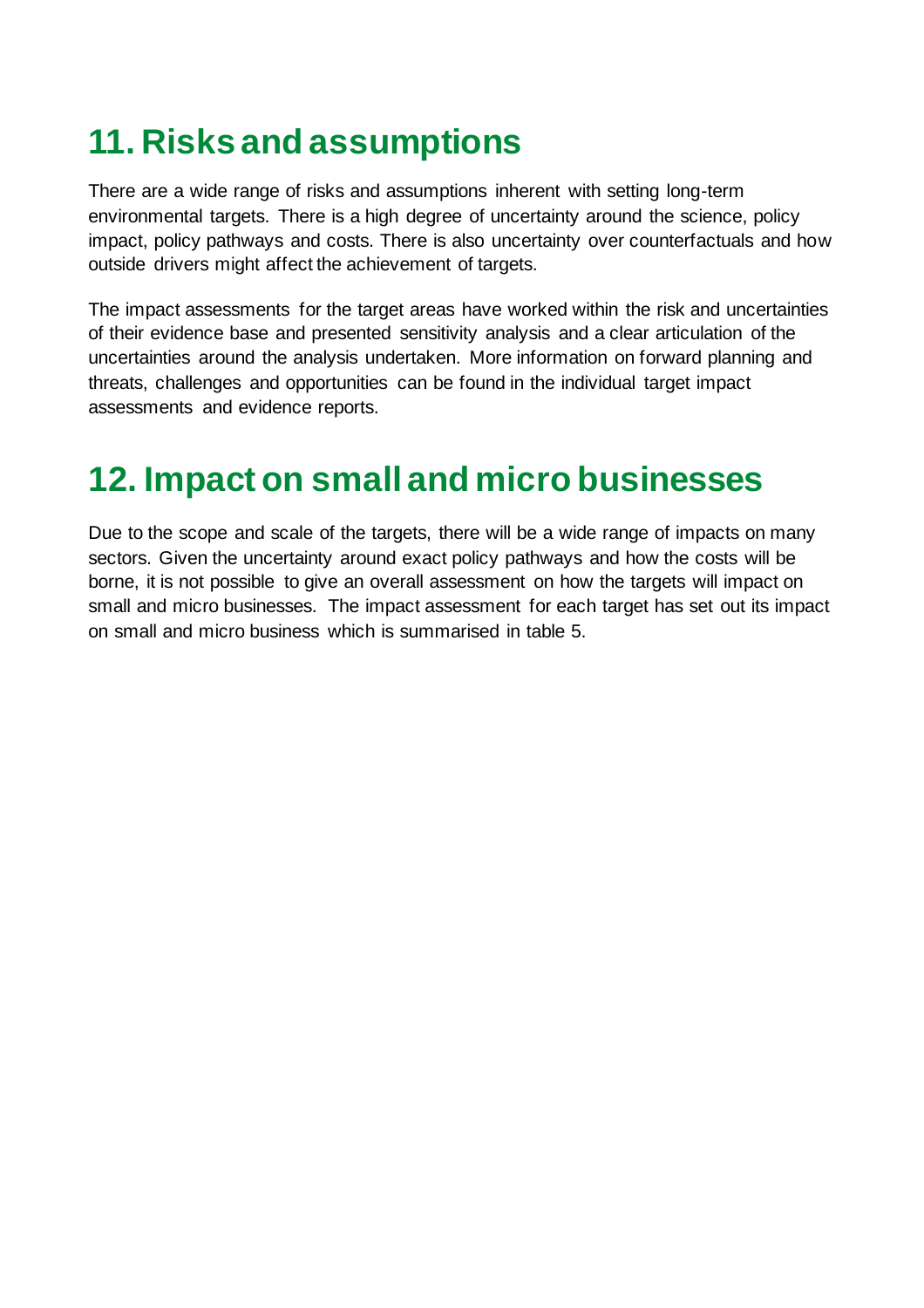# 11. Risks and assumptions

There are a wide range of risks and assumptions inherent with setting long-term environmental targets. There is a high degree of uncertainty around the science, policy impact, policy pathways and costs. There is also uncertainty over counterfactuals and how outside drivers might affect the achievement of targets.

The impact assessments for the target areas have worked within the risk and uncertainties of their evidence base and presented sensitivity analysis and a clear articulation of the uncertainties around the analysis undertaken. More information on forward planning and threats, challenges and opportunities can be found in the individual target impact assessments and evidence reports.

# 12. Impact on small and micro businesses

Due to the scope and scale of the targets, there will be a wide range of impacts on many sectors. Given the uncertainty around exact policy pathways and how the costs will be borne, it is not possible to give an overall assessment on how the targets will impact on small and micro businesses. The impact assessment for each target has set out its impact on small and micro business which is summarised in table 5.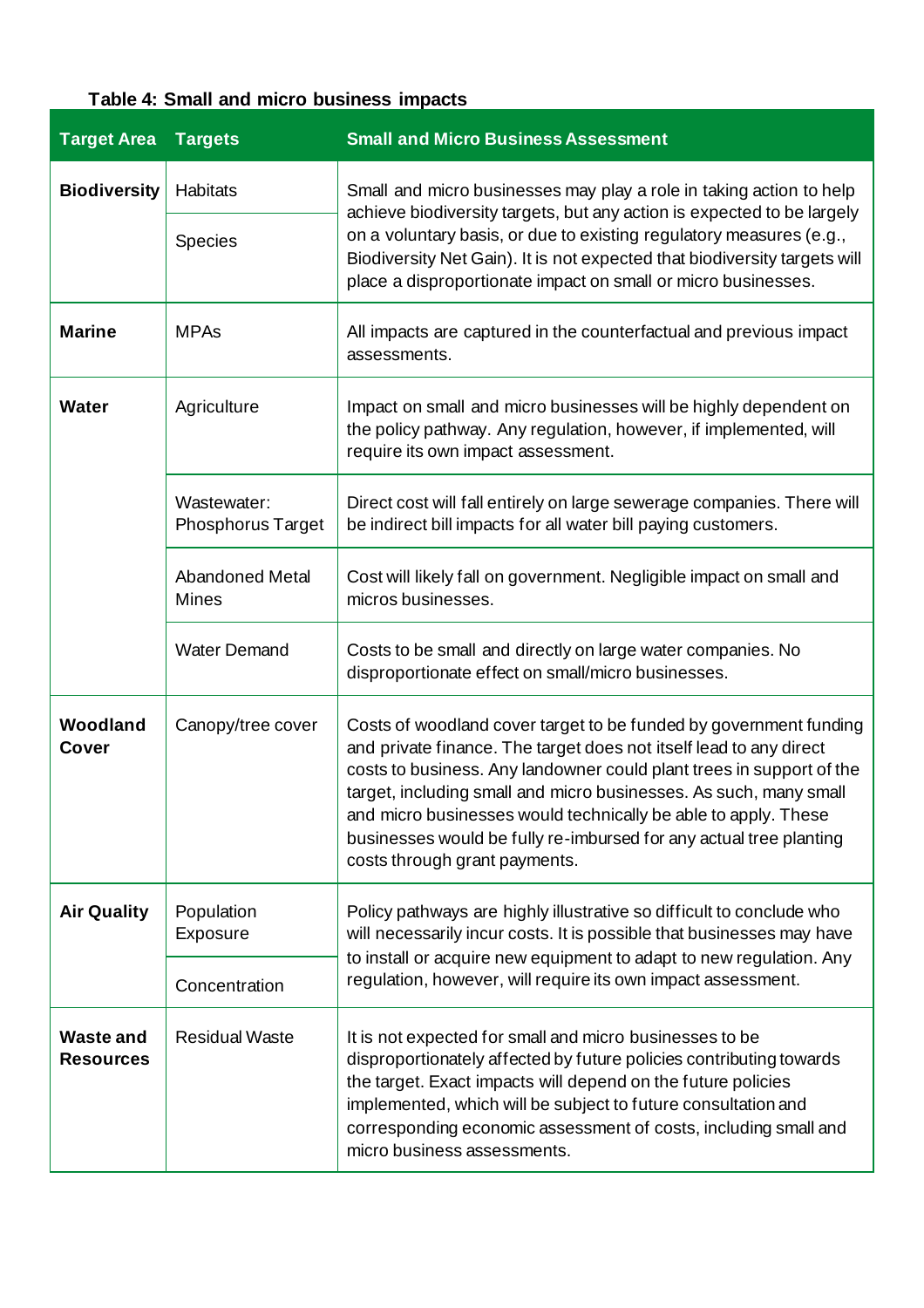**Table 4: Small and micro business impacts**

| Target Area | Targets | Small and Micro Business Assessment |
|---|---|---|
| **Biodiversity** | Habitats | Small and micro businesses may play a role in taking action to help achieve biodiversity targets, but any action is expected to be largely on a voluntary basis, or due to existing regulatory measures (e.g., Biodiversity Net Gain). It is not expected that biodiversity targets will place a disproportionate impact on small or micro businesses. |
| | Species | |
| **Marine** | MPAs | All impacts are captured in the counterfactual and previous impact assessments. |
| **Water** | Agriculture | Impact on small and micro businesses will be highly dependent on the policy pathway. Any regulation, however, if implemented, will require its own impact assessment. |
| | Wastewater: Phosphorus Target | Direct cost will fall entirely on large sewerage companies. There will be indirect bill impacts for all water bill paying customers. |
| | Abandoned Metal Mines | Cost will likely fall on government. Negligible impact on small and micros businesses. |
| | Water Demand | Costs to be small and directly on large water companies. No disproportionate effect on small/micro businesses. |
| **Woodland Cover** | Canopy/tree cover | Costs of woodland cover target to be funded by government funding and private finance. The target does not itself lead to any direct costs to business. Any landowner could plant trees in support of the target, including small and micro businesses. As such, many small and micro businesses would technically be able to apply. These businesses would be fully re-imbursed for any actual tree planting costs through grant payments. |
| **Air Quality** | Population Exposure | Policy pathways are highly illustrative so difficult to conclude who will necessarily incur costs. It is possible that businesses may have to install or acquire new equipment to adapt to new regulation. Any regulation, however, will require its own impact assessment. |
| | Concentration | |
| **Waste and Resources** | Residual Waste | It is not expected for small and micro businesses to be disproportionately affected by future policies contributing towards the target. Exact impacts will depend on the future policies implemented, which will be subject to future consultation and corresponding economic assessment of costs, including small and micro business assessments. |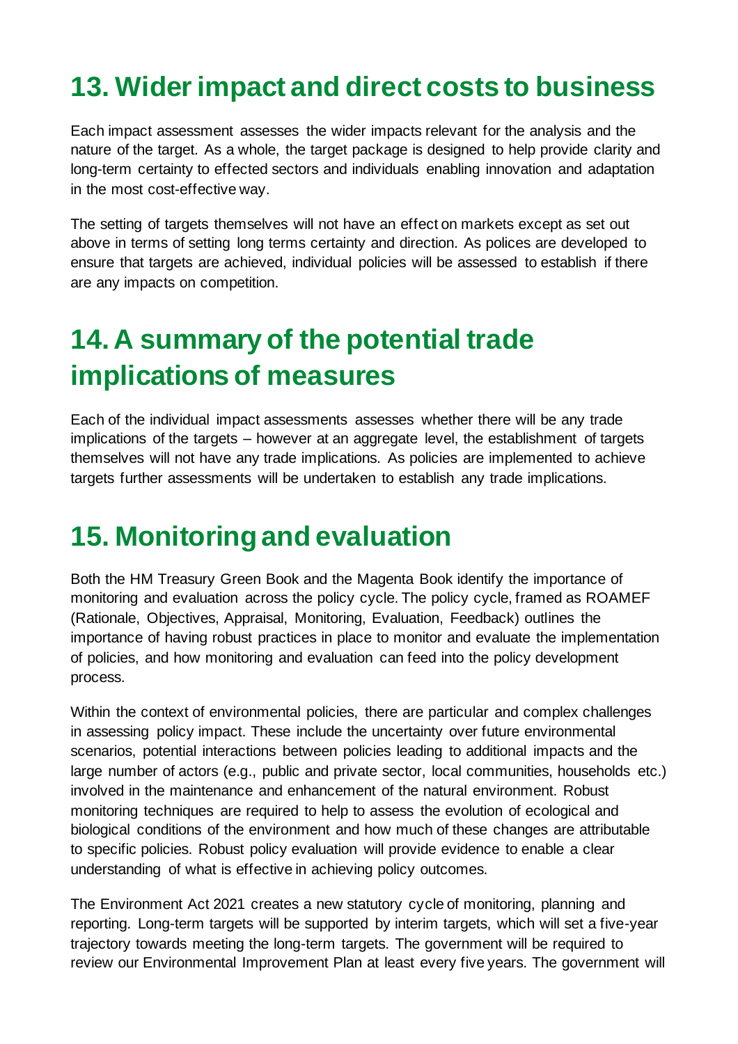## 13. Wider impact and direct costs to business

Each impact assessment assesses the wider impacts relevant for the analysis and the nature of the target. As a whole, the target package is designed to help provide clarity and long-term certainty to effected sectors and individuals enabling innovation and adaptation in the most cost-effective way.

The setting of targets themselves will not have an effect on markets except as set out above in terms of setting long terms certainty and direction. As polices are developed to ensure that targets are achieved, individual policies will be assessed to establish if there are any impacts on competition.

## 14. A summary of the potential trade implications of measures

Each of the individual impact assessments assesses whether there will be any trade implications of the targets – however at an aggregate level, the establishment of targets themselves will not have any trade implications. As policies are implemented to achieve targets further assessments will be undertaken to establish any trade implications.

## 15. Monitoring and evaluation

Both the HM Treasury Green Book and the Magenta Book identify the importance of monitoring and evaluation across the policy cycle. The policy cycle, framed as ROAMEF (Rationale, Objectives, Appraisal, Monitoring, Evaluation, Feedback) outlines the importance of having robust practices in place to monitor and evaluate the implementation of policies, and how monitoring and evaluation can feed into the policy development process.

Within the context of environmental policies, there are particular and complex challenges in assessing policy impact. These include the uncertainty over future environmental scenarios, potential interactions between policies leading to additional impacts and the large number of actors (e.g., public and private sector, local communities, households etc.) involved in the maintenance and enhancement of the natural environment. Robust monitoring techniques are required to help to assess the evolution of ecological and biological conditions of the environment and how much of these changes are attributable to specific policies. Robust policy evaluation will provide evidence to enable a clear understanding of what is effective in achieving policy outcomes.

The Environment Act 2021 creates a new statutory cycle of monitoring, planning and reporting. Long-term targets will be supported by interim targets, which will set a five-year trajectory towards meeting the long-term targets. The government will be required to review our Environmental Improvement Plan at least every five years. The government will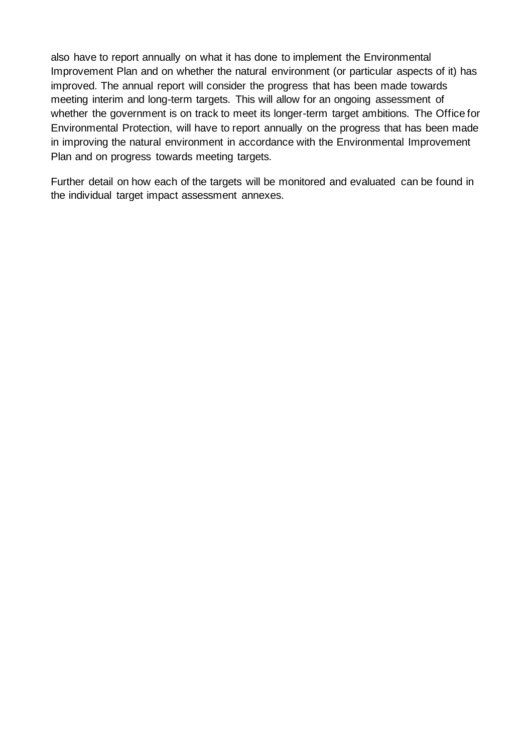also have to report annually on what it has done to implement the Environmental Improvement Plan and on whether the natural environment (or particular aspects of it) has improved. The annual report will consider the progress that has been made towards meeting interim and long-term targets. This will allow for an ongoing assessment of whether the government is on track to meet its longer-term target ambitions. The Office for Environmental Protection, will have to report annually on the progress that has been made in improving the natural environment in accordance with the Environmental Improvement Plan and on progress towards meeting targets.

Further detail on how each of the targets will be monitored and evaluated can be found in the individual target impact assessment annexes.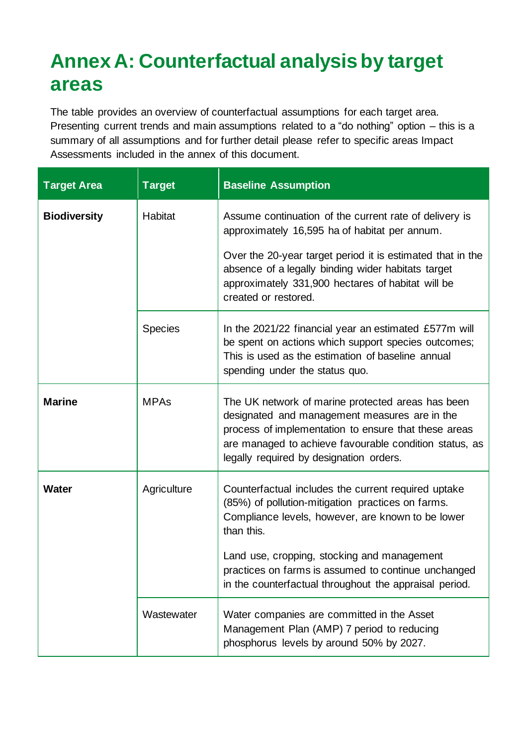# Annex A: Counterfactual analysis by target areas

The table provides an overview of counterfactual assumptions for each target area. Presenting current trends and main assumptions related to a "do nothing" option – this is a summary of all assumptions and for further detail please refer to specific areas Impact Assessments included in the annex of this document.

| Target Area | Target | Baseline Assumption |
| --- | --- | --- |
| **Biodiversity** | Habitat | Assume continuation of the current rate of delivery is approximately 16,595 ha of habitat per annum.<br><br>Over the 20-year target period it is estimated that in the absence of a legally binding wider habitats target approximately 331,900 hectares of habitat will be created or restored. |
| | Species | In the 2021/22 financial year an estimated £577m will be spent on actions which support species outcomes; This is used as the estimation of baseline annual spending under the status quo. |
| **Marine** | MPAs | The UK network of marine protected areas has been designated and management measures are in the process of implementation to ensure that these areas are managed to achieve favourable condition status, as legally required by designation orders. |
| **Water** | Agriculture | Counterfactual includes the current required uptake (85%) of pollution-mitigation practices on farms. Compliance levels, however, are known to be lower than this.<br><br>Land use, cropping, stocking and management practices on farms is assumed to continue unchanged in the counterfactual throughout the appraisal period. |
| | Wastewater | Water companies are committed in the Asset Management Plan (AMP) 7 period to reducing phosphorus levels by around 50% by 2027. |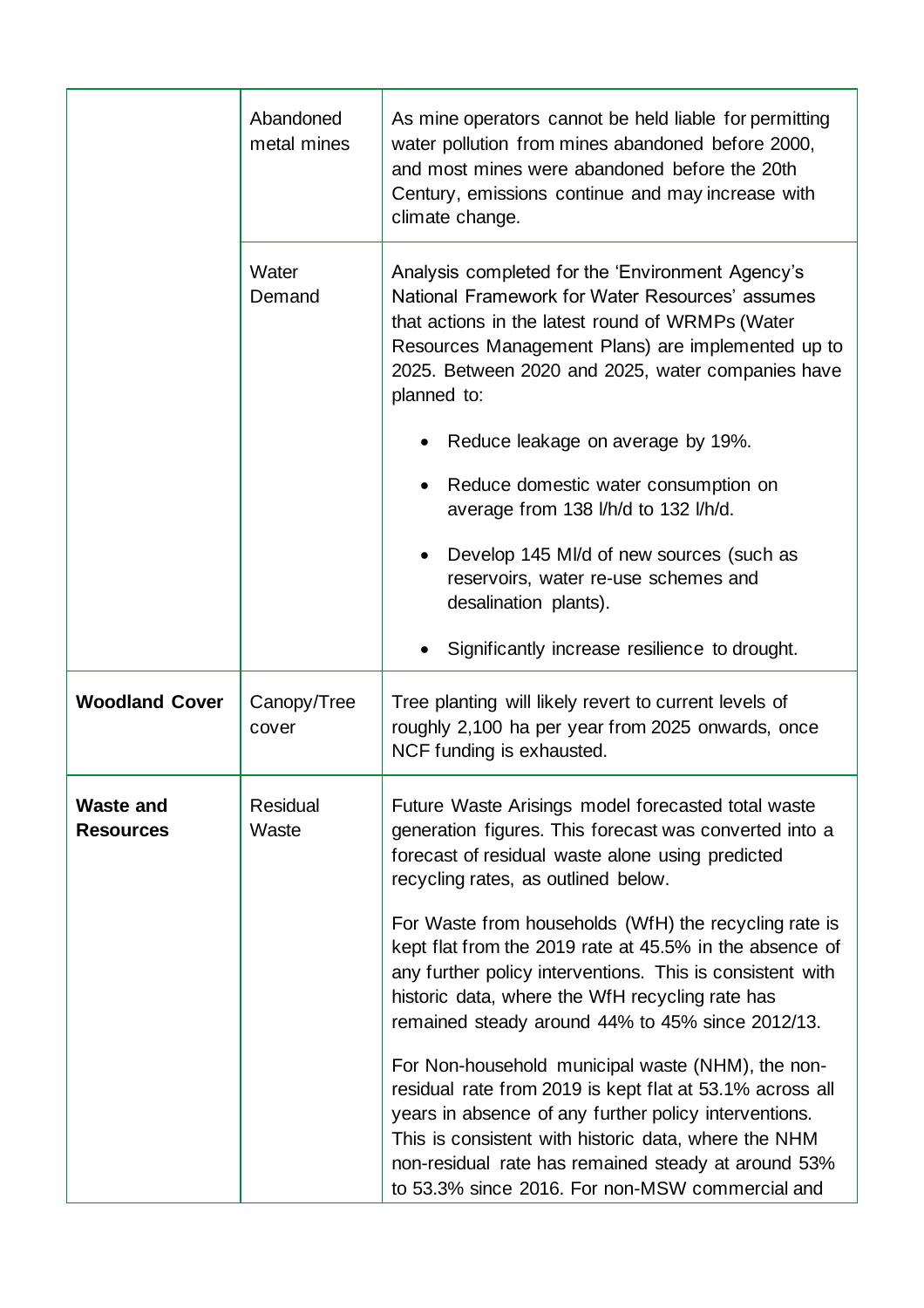| | | |
|---|---|---|
| | Abandoned metal mines | As mine operators cannot be held liable for permitting water pollution from mines abandoned before 2000, and most mines were abandoned before the 20th Century, emissions continue and may increase with climate change. |
| | Water Demand | Analysis completed for the 'Environment Agency's National Framework for Water Resources' assumes that actions in the latest round of WRMPs (Water Resources Management Plans) are implemented up to 2025. Between 2020 and 2025, water companies have planned to:<br><br>• Reduce leakage on average by 19%.<br><br>• Reduce domestic water consumption on average from 138 l/h/d to 132 l/h/d.<br><br>• Develop 145 Ml/d of new sources (such as reservoirs, water re-use schemes and desalination plants).<br><br>• Significantly increase resilience to drought. |
| **Woodland Cover** | Canopy/Tree cover | Tree planting will likely revert to current levels of roughly 2,100 ha per year from 2025 onwards, once NCF funding is exhausted. |
| **Waste and Resources** | Residual Waste | Future Waste Arisings model forecasted total waste generation figures. This forecast was converted into a forecast of residual waste alone using predicted recycling rates, as outlined below.<br><br>For Waste from households (WfH) the recycling rate is kept flat from the 2019 rate at 45.5% in the absence of any further policy interventions. This is consistent with historic data, where the WfH recycling rate has remained steady around 44% to 45% since 2012/13.<br><br>For Non-household municipal waste (NHM), the non-residual rate from 2019 is kept flat at 53.1% across all years in absence of any further policy interventions. This is consistent with historic data, where the NHM non-residual rate has remained steady at around 53% to 53.3% since 2016. For non-MSW commercial and |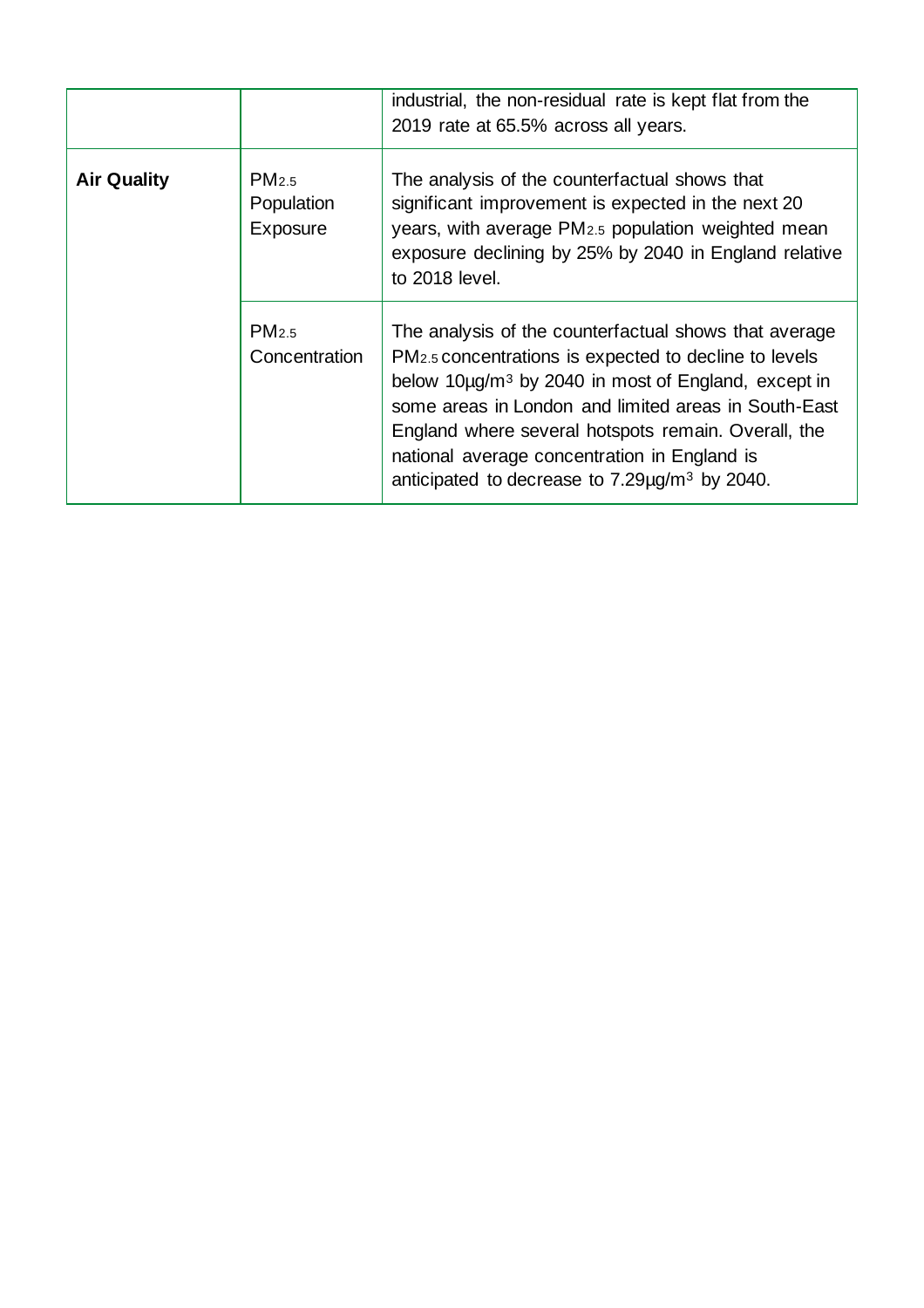| | | |
|---|---|---|
| | | industrial, the non-residual rate is kept flat from the 2019 rate at 65.5% across all years. |
| **Air Quality** | $PM_{2.5}$ Population Exposure | The analysis of the counterfactual shows that significant improvement is expected in the next 20 years, with average $PM_{2.5}$ population weighted mean exposure declining by 25% by 2040 in England relative to 2018 level. |
| | $PM_{2.5}$ Concentration | The analysis of the counterfactual shows that average $PM_{2.5}$ concentrations is expected to decline to levels below 10µg/m$^3$ by 2040 in most of England, except in some areas in London and limited areas in South-East England where several hotspots remain. Overall, the national average concentration in England is anticipated to decrease to 7.29µg/m$^3$ by 2040. |